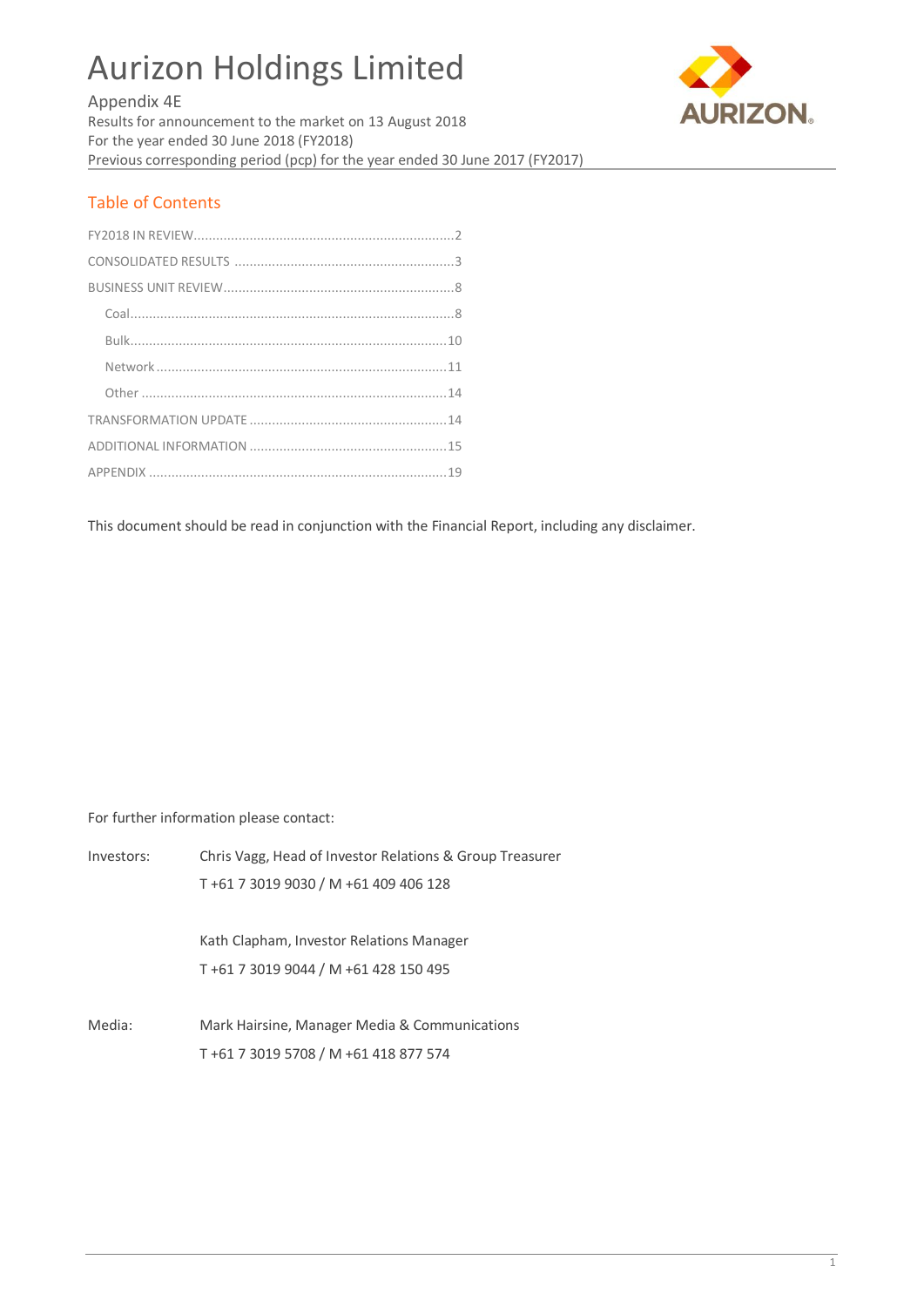# Aurizon Holdings Limited

Appendix 4E
Results for announcement to the market on 13 August 2018
For the year ended 30 June 2018 (FY2018)
Previous corresponding period (pcp) for the year ended 30 June 2017 (FY2017)

## Table of Contents

- FY2018 IN REVIEW ........ 2
- CONSOLIDATED RESULTS ........ 3
- BUSINESS UNIT REVIEW ........ 8
  - Coal ........ 8
  - Bulk ........ 10
  - Network ........ 11
  - Other ........ 14
- TRANSFORMATION UPDATE ........ 14
- ADDITIONAL INFORMATION ........ 15
- APPENDIX ........ 19

This document should be read in conjunction with the Financial Report, including any disclaimer.

For further information please contact:

Investors: Chris Vagg, Head of Investor Relations & Group Treasurer
T +61 7 3019 9030 / M +61 409 406 128

Kath Clapham, Investor Relations Manager
T +61 7 3019 9044 / M +61 428 150 495

Media: Mark Hairsine, Manager Media & Communications
T +61 7 3019 5708 / M +61 418 877 574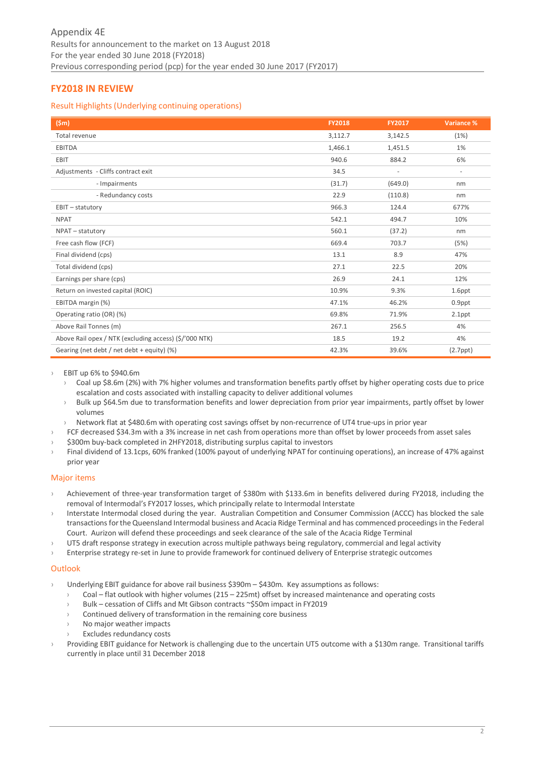Appendix 4E
Results for announcement to the market on 13 August 2018
For the year ended 30 June 2018 (FY2018)
Previous corresponding period (pcp) for the year ended 30 June 2017 (FY2017)

## FY2018 IN REVIEW

### Result Highlights (Underlying continuing operations)

| ($m) | FY2018 | FY2017 | Variance % |
|---|---|---|---|
| Total revenue | 3,112.7 | 3,142.5 | (1%) |
| EBITDA | 1,466.1 | 1,451.5 | 1% |
| EBIT | 940.6 | 884.2 | 6% |
| Adjustments - Cliffs contract exit | 34.5 | - | - |
| - Impairments | (31.7) | (649.0) | nm |
| - Redundancy costs | 22.9 | (110.8) | nm |
| EBIT – statutory | 966.3 | 124.4 | 677% |
| NPAT | 542.1 | 494.7 | 10% |
| NPAT – statutory | 560.1 | (37.2) | nm |
| Free cash flow (FCF) | 669.4 | 703.7 | (5%) |
| Final dividend (cps) | 13.1 | 8.9 | 47% |
| Total dividend (cps) | 27.1 | 22.5 | 20% |
| Earnings per share (cps) | 26.9 | 24.1 | 12% |
| Return on invested capital (ROIC) | 10.9% | 9.3% | 1.6ppt |
| EBITDA margin (%) | 47.1% | 46.2% | 0.9ppt |
| Operating ratio (OR) (%) | 69.8% | 71.9% | 2.1ppt |
| Above Rail Tonnes (m) | 267.1 | 256.5 | 4% |
| Above Rail opex / NTK (excluding access) ($/'000 NTK) | 18.5 | 19.2 | 4% |
| Gearing (net debt / net debt + equity) (%) | 42.3% | 39.6% | (2.7ppt) |

- EBIT up 6% to $940.6m
  - Coal up $8.6m (2%) with 7% higher volumes and transformation benefits partly offset by higher operating costs due to price escalation and costs associated with installing capacity to deliver additional volumes
  - Bulk up $64.5m due to transformation benefits and lower depreciation from prior year impairments, partly offset by lower volumes
  - Network flat at $480.6m with operating cost savings offset by non-recurrence of UT4 true-ups in prior year
- FCF decreased $34.3m with a 3% increase in net cash from operations more than offset by lower proceeds from asset sales
- $300m buy-back completed in 2HFY2018, distributing surplus capital to investors
- Final dividend of 13.1cps, 60% franked (100% payout of underlying NPAT for continuing operations), an increase of 47% against prior year

### Major items

- Achievement of three-year transformation target of $380m with $133.6m in benefits delivered during FY2018, including the removal of Intermodal's FY2017 losses, which principally relate to Intermodal Interstate
- Interstate Intermodal closed during the year. Australian Competition and Consumer Commission (ACCC) has blocked the sale transactions for the Queensland Intermodal business and Acacia Ridge Terminal and has commenced proceedings in the Federal Court. Aurizon will defend these proceedings and seek clearance of the sale of the Acacia Ridge Terminal
- UT5 draft response strategy in execution across multiple pathways being regulatory, commercial and legal activity
- Enterprise strategy re-set in June to provide framework for continued delivery of Enterprise strategic outcomes

### Outlook

- Underlying EBIT guidance for above rail business $390m – $430m. Key assumptions as follows:
  - Coal – flat outlook with higher volumes (215 – 225mt) offset by increased maintenance and operating costs
  - Bulk – cessation of Cliffs and Mt Gibson contracts ~$50m impact in FY2019
  - Continued delivery of transformation in the remaining core business
  - No major weather impacts
  - Excludes redundancy costs
- Providing EBIT guidance for Network is challenging due to the uncertain UT5 outcome with a $130m range. Transitional tariffs currently in place until 31 December 2018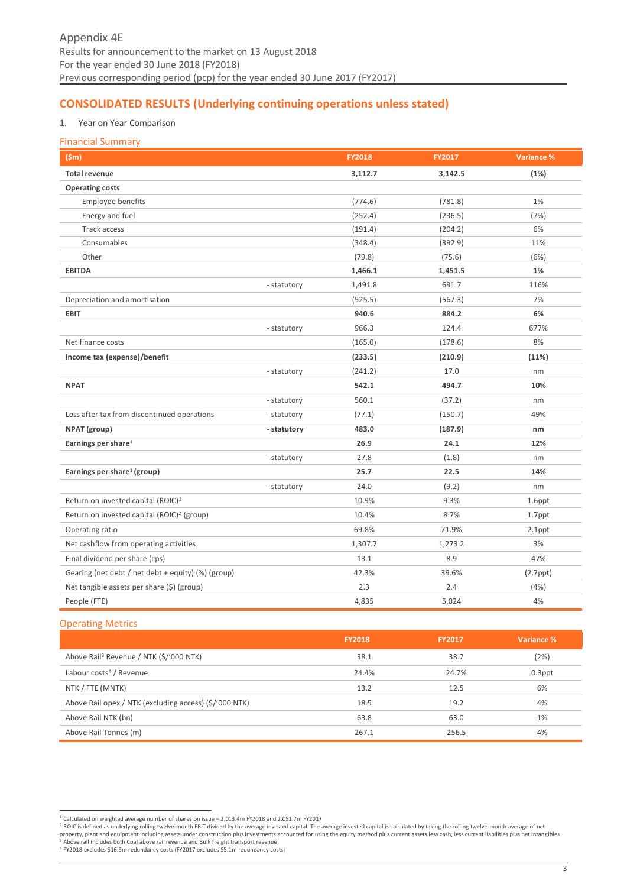Appendix 4E
Results for announcement to the market on 13 August 2018
For the year ended 30 June 2018 (FY2018)
Previous corresponding period (pcp) for the year ended 30 June 2017 (FY2017)

## CONSOLIDATED RESULTS (Underlying continuing operations unless stated)

1. Year on Year Comparison

### Financial Summary

| ($m) | | FY2018 | FY2017 | Variance % |
|---|---|---|---|---|
| **Total revenue** | | **3,112.7** | **3,142.5** | **(1%)** |
| **Operating costs** | | | | |
| Employee benefits | | (774.6) | (781.8) | 1% |
| Energy and fuel | | (252.4) | (236.5) | (7%) |
| Track access | | (191.4) | (204.2) | 6% |
| Consumables | | (348.4) | (392.9) | 11% |
| Other | | (79.8) | (75.6) | (6%) |
| **EBITDA** | | **1,466.1** | **1,451.5** | **1%** |
| | - statutory | 1,491.8 | 691.7 | 116% |
| Depreciation and amortisation | | (525.5) | (567.3) | 7% |
| **EBIT** | | **940.6** | **884.2** | **6%** |
| | - statutory | 966.3 | 124.4 | 677% |
| Net finance costs | | (165.0) | (178.6) | 8% |
| **Income tax (expense)/benefit** | | **(233.5)** | **(210.9)** | **(11%)** |
| | - statutory | (241.2) | 17.0 | nm |
| **NPAT** | | **542.1** | **494.7** | **10%** |
| | - statutory | 560.1 | (37.2) | nm |
| Loss after tax from discontinued operations | - statutory | (77.1) | (150.7) | 49% |
| **NPAT (group)** | **- statutory** | **483.0** | **(187.9)** | **nm** |
| **Earnings per share[1]** | | **26.9** | **24.1** | **12%** |
| | - statutory | 27.8 | (1.8) | nm |
| **Earnings per share[1] (group)** | | **25.7** | **22.5** | **14%** |
| | - statutory | 24.0 | (9.2) | nm |
| Return on invested capital (ROIC)[2] | | 10.9% | 9.3% | 1.6ppt |
| Return on invested capital (ROIC)[2] (group) | | 10.4% | 8.7% | 1.7ppt |
| Operating ratio | | 69.8% | 71.9% | 2.1ppt |
| Net cashflow from operating activities | | 1,307.7 | 1,273.2 | 3% |
| Final dividend per share (cps) | | 13.1 | 8.9 | 47% |
| Gearing (net debt / net debt + equity) (%) (group) | | 42.3% | 39.6% | (2.7ppt) |
| Net tangible assets per share ($) (group) | | 2.3 | 2.4 | (4%) |
| People (FTE) | | 4,835 | 5,024 | 4% |

### Operating Metrics

| | FY2018 | FY2017 | Variance % |
|---|---|---|---|
| Above Rail[3] Revenue / NTK ($/'000 NTK) | 38.1 | 38.7 | (2%) |
| Labour costs[4] / Revenue | 24.4% | 24.7% | 0.3ppt |
| NTK / FTE (MNTK) | 13.2 | 12.5 | 6% |
| Above Rail opex / NTK (excluding access) ($/'000 NTK) | 18.5 | 19.2 | 4% |
| Above Rail NTK (bn) | 63.8 | 63.0 | 1% |
| Above Rail Tonnes (m) | 267.1 | 256.5 | 4% |

[1] Calculated on weighted average number of shares on issue – 2,013.4m FY2018 and 2,051.7m FY2017
[2] ROIC is defined as underlying rolling twelve-month EBIT divided by the average invested capital. The average invested capital is calculated by taking the rolling twelve-month average of net property, plant and equipment including assets under construction plus investments accounted for using the equity method plus current assets less cash, less current liabilities plus net intangibles
[3] Above rail includes both Coal above rail revenue and Bulk freight transport revenue
[4] FY2018 excludes $16.5m redundancy costs (FY2017 excludes $5.1m redundancy costs)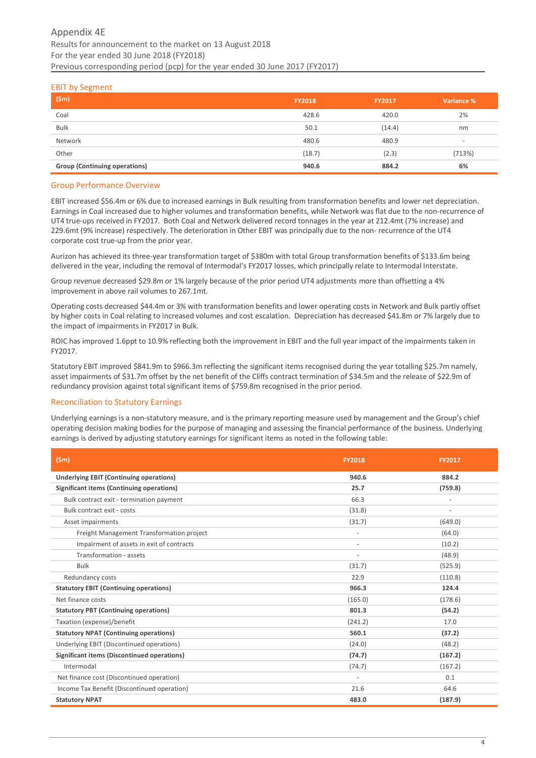## EBIT by Segment

| ($m) | FY2018 | FY2017 | Variance % |
|---|---|---|---|
| Coal | 428.6 | 420.0 | 2% |
| Bulk | 50.1 | (14.4) | nm |
| Network | 480.6 | 480.9 | - |
| Other | (18.7) | (2.3) | (713%) |
| **Group (Continuing operations)** | **940.6** | **884.2** | **6%** |

## Group Performance Overview

EBIT increased $56.4m or 6% due to increased earnings in Bulk resulting from transformation benefits and lower net depreciation. Earnings in Coal increased due to higher volumes and transformation benefits, while Network was flat due to the non-recurrence of UT4 true-ups received in FY2017. Both Coal and Network delivered record tonnages in the year at 212.4mt (7% increase) and 229.6mt (9% increase) respectively. The deterioration in Other EBIT was principally due to the non- recurrence of the UT4 corporate cost true-up from the prior year.

Aurizon has achieved its three-year transformation target of $380m with total Group transformation benefits of $133.6m being delivered in the year, including the removal of Intermodal's FY2017 losses, which principally relate to Intermodal Interstate.

Group revenue decreased $29.8m or 1% largely because of the prior period UT4 adjustments more than offsetting a 4% improvement in above rail volumes to 267.1mt.

Operating costs decreased $44.4m or 3% with transformation benefits and lower operating costs in Network and Bulk partly offset by higher costs in Coal relating to increased volumes and cost escalation. Depreciation has decreased $41.8m or 7% largely due to the impact of impairments in FY2017 in Bulk.

ROIC has improved 1.6ppt to 10.9% reflecting both the improvement in EBIT and the full year impact of the impairments taken in FY2017.

Statutory EBIT improved $841.9m to $966.3m reflecting the significant items recognised during the year totalling $25.7m namely, asset impairments of $31.7m offset by the net benefit of the Cliffs contract termination of $34.5m and the release of $22.9m of redundancy provision against total significant items of $759.8m recognised in the prior period.

## Reconciliation to Statutory Earnings

Underlying earnings is a non-statutory measure, and is the primary reporting measure used by management and the Group's chief operating decision making bodies for the purpose of managing and assessing the financial performance of the business. Underlying earnings is derived by adjusting statutory earnings for significant items as noted in the following table:

| ($m) | FY2018 | FY2017 |
|---|---|---|
| **Underlying EBIT (Continuing operations)** | **940.6** | **884.2** |
| **Significant items (Continuing operations)** | **25.7** | **(759.8)** |
| Bulk contract exit - termination payment | 66.3 | - |
| Bulk contract exit - costs | (31.8) | - |
| Asset impairments | (31.7) | (649.0) |
| Freight Management Transformation project | - | (64.0) |
| Impairment of assets in exit of contracts | - | (10.2) |
| Transformation - assets | - | (48.9) |
| Bulk | (31.7) | (525.9) |
| Redundancy costs | 22.9 | (110.8) |
| **Statutory EBIT (Continuing operations)** | **966.3** | **124.4** |
| Net finance costs | (165.0) | (178.6) |
| **Statutory PBT (Continuing operations)** | **801.3** | **(54.2)** |
| Taxation (expense)/benefit | (241.2) | 17.0 |
| **Statutory NPAT (Continuing operations)** | **560.1** | **(37.2)** |
| Underlying EBIT (Discontinued operations) | (24.0) | (48.2) |
| **Significant items (Discontinued operations)** | **(74.7)** | **(167.2)** |
| Intermodal | (74.7) | (167.2) |
| Net finance cost (Discontinued operation) | - | 0.1 |
| Income Tax Benefit (Discontinued operation) | 21.6 | 64.6 |
| **Statutory NPAT** | **483.0** | **(187.9)** |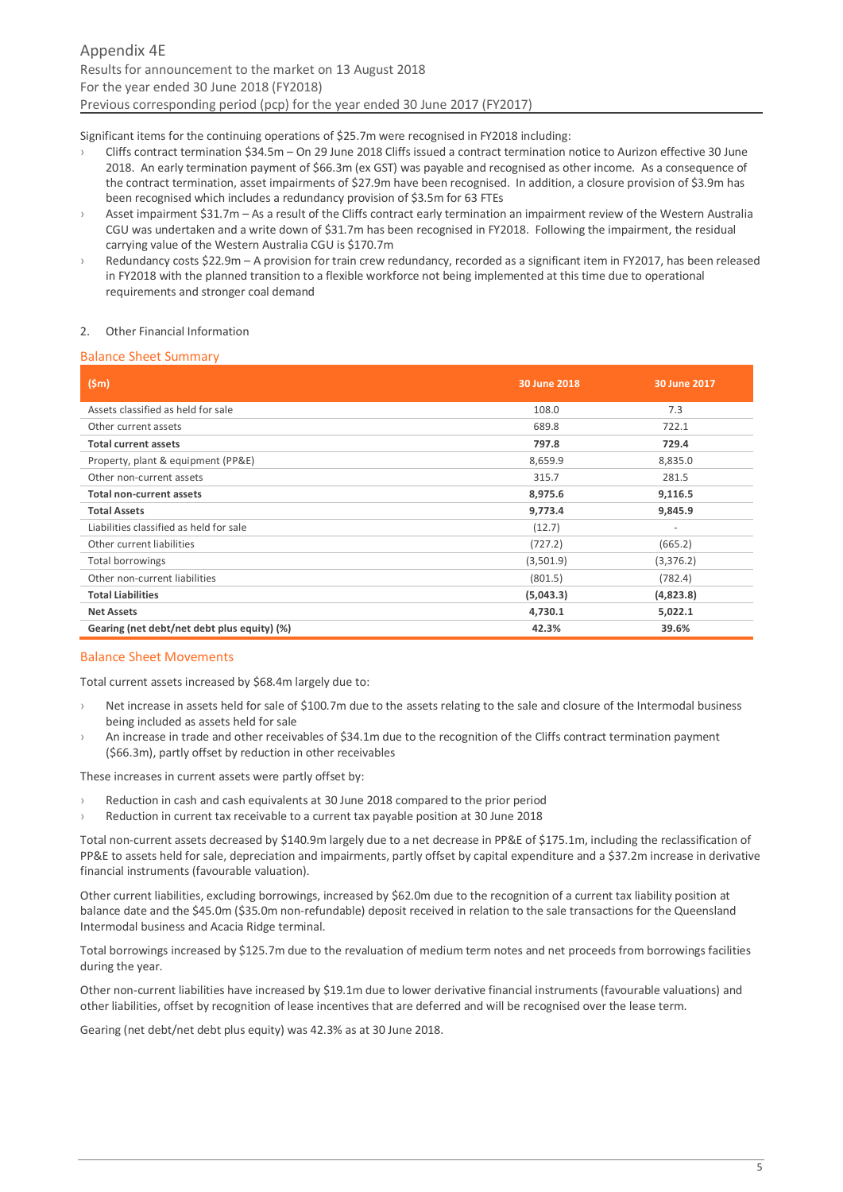Significant items for the continuing operations of $25.7m were recognised in FY2018 including:

- Cliffs contract termination $34.5m – On 29 June 2018 Cliffs issued a contract termination notice to Aurizon effective 30 June 2018. An early termination payment of $66.3m (ex GST) was payable and recognised as other income. As a consequence of the contract termination, asset impairments of $27.9m have been recognised. In addition, a closure provision of $3.9m has been recognised which includes a redundancy provision of $3.5m for 63 FTEs
- Asset impairment $31.7m – As a result of the Cliffs contract early termination an impairment review of the Western Australia CGU was undertaken and a write down of $31.7m has been recognised in FY2018. Following the impairment, the residual carrying value of the Western Australia CGU is $170.7m
- Redundancy costs $22.9m – A provision for train crew redundancy, recorded as a significant item in FY2017, has been released in FY2018 with the planned transition to a flexible workforce not being implemented at this time due to operational requirements and stronger coal demand

2. Other Financial Information

## Balance Sheet Summary

| ($m) | 30 June 2018 | 30 June 2017 |
|---|---|---|
| Assets classified as held for sale | 108.0 | 7.3 |
| Other current assets | 689.8 | 722.1 |
| **Total current assets** | **797.8** | **729.4** |
| Property, plant & equipment (PP&E) | 8,659.9 | 8,835.0 |
| Other non-current assets | 315.7 | 281.5 |
| **Total non-current assets** | **8,975.6** | **9,116.5** |
| **Total Assets** | **9,773.4** | **9,845.9** |
| Liabilities classified as held for sale | (12.7) | - |
| Other current liabilities | (727.2) | (665.2) |
| Total borrowings | (3,501.9) | (3,376.2) |
| Other non-current liabilities | (801.5) | (782.4) |
| **Total Liabilities** | **(5,043.3)** | **(4,823.8)** |
| **Net Assets** | **4,730.1** | **5,022.1** |
| **Gearing (net debt/net debt plus equity) (%)** | **42.3%** | **39.6%** |

## Balance Sheet Movements

Total current assets increased by $68.4m largely due to:

- Net increase in assets held for sale of $100.7m due to the assets relating to the sale and closure of the Intermodal business being included as assets held for sale
- An increase in trade and other receivables of $34.1m due to the recognition of the Cliffs contract termination payment ($66.3m), partly offset by reduction in other receivables

These increases in current assets were partly offset by:

- Reduction in cash and cash equivalents at 30 June 2018 compared to the prior period
- Reduction in current tax receivable to a current tax payable position at 30 June 2018

Total non-current assets decreased by $140.9m largely due to a net decrease in PP&E of $175.1m, including the reclassification of PP&E to assets held for sale, depreciation and impairments, partly offset by capital expenditure and a $37.2m increase in derivative financial instruments (favourable valuation).

Other current liabilities, excluding borrowings, increased by $62.0m due to the recognition of a current tax liability position at balance date and the $45.0m ($35.0m non-refundable) deposit received in relation to the sale transactions for the Queensland Intermodal business and Acacia Ridge terminal.

Total borrowings increased by $125.7m due to the revaluation of medium term notes and net proceeds from borrowings facilities during the year.

Other non-current liabilities have increased by $19.1m due to lower derivative financial instruments (favourable valuations) and other liabilities, offset by recognition of lease incentives that are deferred and will be recognised over the lease term.

Gearing (net debt/net debt plus equity) was 42.3% as at 30 June 2018.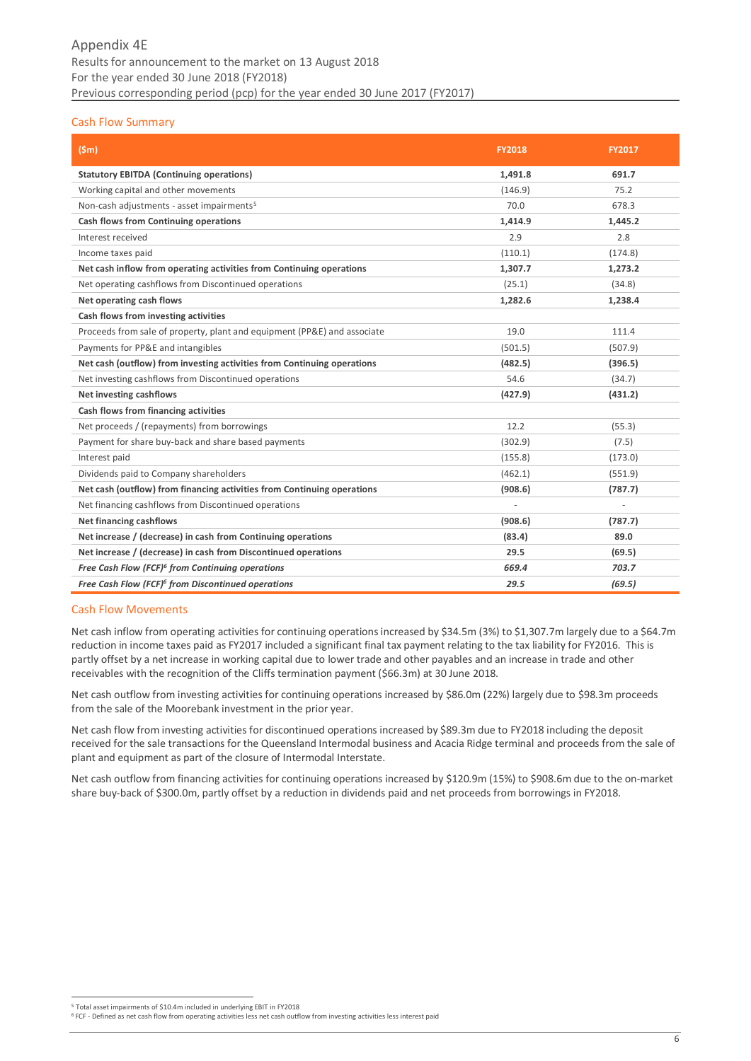Appendix 4E
Results for announcement to the market on 13 August 2018
For the year ended 30 June 2018 (FY2018)
Previous corresponding period (pcp) for the year ended 30 June 2017 (FY2017)

## Cash Flow Summary

| ($m) | FY2018 | FY2017 |
|---|---|---|
| **Statutory EBITDA (Continuing operations)** | **1,491.8** | **691.7** |
| Working capital and other movements | (146.9) | 75.2 |
| Non-cash adjustments - asset impairments[5] | 70.0 | 678.3 |
| **Cash flows from Continuing operations** | **1,414.9** | **1,445.2** |
| Interest received | 2.9 | 2.8 |
| Income taxes paid | (110.1) | (174.8) |
| **Net cash inflow from operating activities from Continuing operations** | **1,307.7** | **1,273.2** |
| Net operating cashflows from Discontinued operations | (25.1) | (34.8) |
| **Net operating cash flows** | **1,282.6** | **1,238.4** |
| **Cash flows from investing activities** | | |
| Proceeds from sale of property, plant and equipment (PP&E) and associate | 19.0 | 111.4 |
| Payments for PP&E and intangibles | (501.5) | (507.9) |
| **Net cash (outflow) from investing activities from Continuing operations** | **(482.5)** | **(396.5)** |
| Net investing cashflows from Discontinued operations | 54.6 | (34.7) |
| **Net investing cashflows** | **(427.9)** | **(431.2)** |
| **Cash flows from financing activities** | | |
| Net proceeds / (repayments) from borrowings | 12.2 | (55.3) |
| Payment for share buy-back and share based payments | (302.9) | (7.5) |
| Interest paid | (155.8) | (173.0) |
| Dividends paid to Company shareholders | (462.1) | (551.9) |
| **Net cash (outflow) from financing activities from Continuing operations** | **(908.6)** | **(787.7)** |
| Net financing cashflows from Discontinued operations | - | - |
| **Net financing cashflows** | **(908.6)** | **(787.7)** |
| **Net increase / (decrease) in cash from Continuing operations** | **(83.4)** | **89.0** |
| **Net increase / (decrease) in cash from Discontinued operations** | **29.5** | **(69.5)** |
| ***Free Cash Flow (FCF)[6] from Continuing operations*** | ***669.4*** | ***703.7*** |
| ***Free Cash Flow (FCF)[6] from Discontinued operations*** | ***29.5*** | ***(69.5)*** |

## Cash Flow Movements

Net cash inflow from operating activities for continuing operations increased by $34.5m (3%) to $1,307.7m largely due to a $64.7m reduction in income taxes paid as FY2017 included a significant final tax payment relating to the tax liability for FY2016. This is partly offset by a net increase in working capital due to lower trade and other payables and an increase in trade and other receivables with the recognition of the Cliffs termination payment ($66.3m) at 30 June 2018.

Net cash outflow from investing activities for continuing operations increased by $86.0m (22%) largely due to $98.3m proceeds from the sale of the Moorebank investment in the prior year.

Net cash flow from investing activities for discontinued operations increased by $89.3m due to FY2018 including the deposit received for the sale transactions for the Queensland Intermodal business and Acacia Ridge terminal and proceeds from the sale of plant and equipment as part of the closure of Intermodal Interstate.

Net cash outflow from financing activities for continuing operations increased by $120.9m (15%) to $908.6m due to the on-market share buy-back of $300.0m, partly offset by a reduction in dividends paid and net proceeds from borrowings in FY2018.

[5] Total asset impairments of $10.4m included in underlying EBIT in FY2018
[6] FCF - Defined as net cash flow from operating activities less net cash outflow from investing activities less interest paid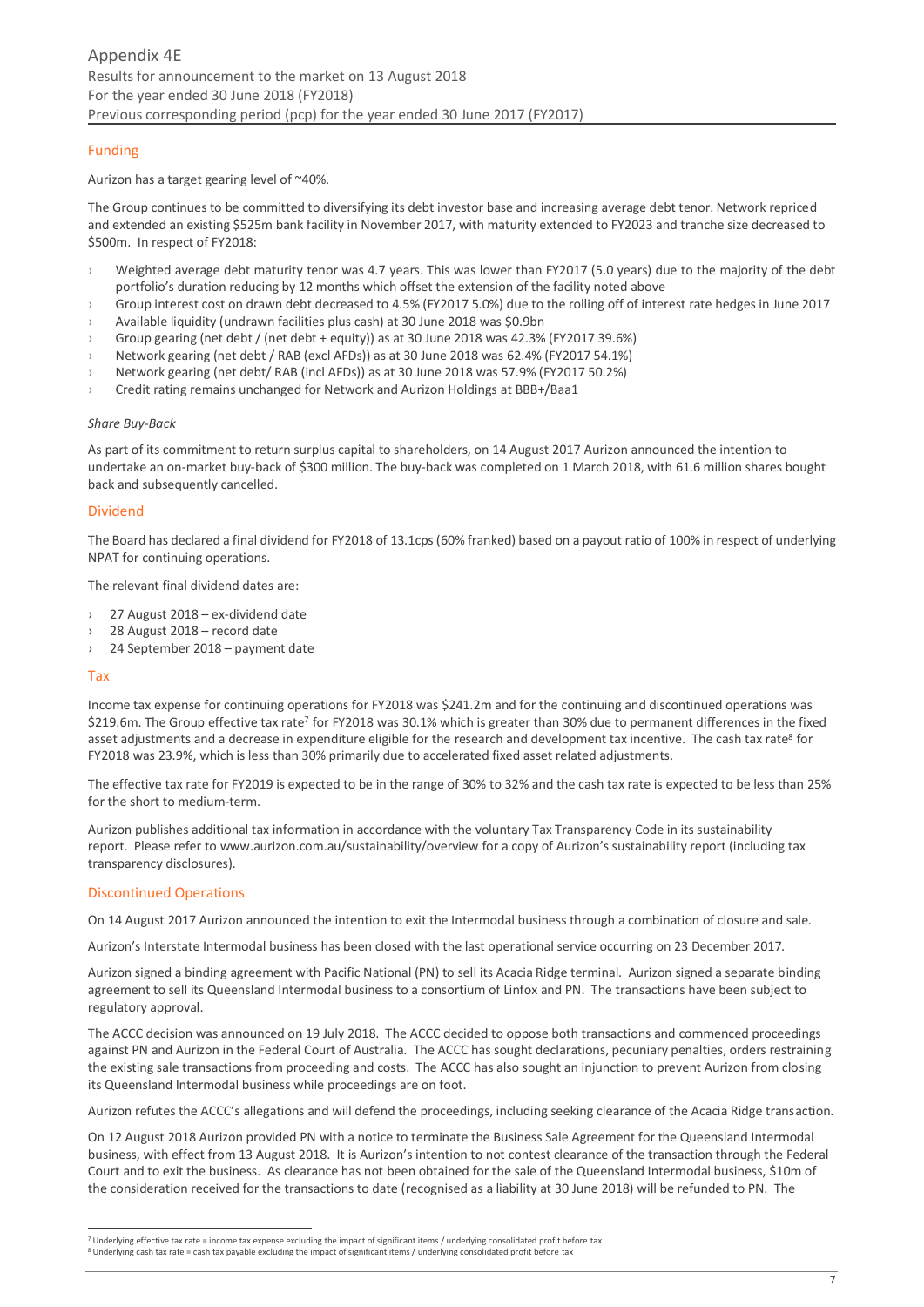## Funding

Aurizon has a target gearing level of ~40%.

The Group continues to be committed to diversifying its debt investor base and increasing average debt tenor. Network repriced and extended an existing $525m bank facility in November 2017, with maturity extended to FY2023 and tranche size decreased to $500m. In respect of FY2018:

- Weighted average debt maturity tenor was 4.7 years. This was lower than FY2017 (5.0 years) due to the majority of the debt portfolio's duration reducing by 12 months which offset the extension of the facility noted above
- Group interest cost on drawn debt decreased to 4.5% (FY2017 5.0%) due to the rolling off of interest rate hedges in June 2017
- Available liquidity (undrawn facilities plus cash) at 30 June 2018 was $0.9bn
- Group gearing (net debt / (net debt + equity)) as at 30 June 2018 was 42.3% (FY2017 39.6%)
- Network gearing (net debt / RAB (excl AFDs)) as at 30 June 2018 was 62.4% (FY2017 54.1%)
- Network gearing (net debt/ RAB (incl AFDs)) as at 30 June 2018 was 57.9% (FY2017 50.2%)
- Credit rating remains unchanged for Network and Aurizon Holdings at BBB+/Baa1

*Share Buy-Back*

As part of its commitment to return surplus capital to shareholders, on 14 August 2017 Aurizon announced the intention to undertake an on-market buy-back of $300 million. The buy-back was completed on 1 March 2018, with 61.6 million shares bought back and subsequently cancelled.

## Dividend

The Board has declared a final dividend for FY2018 of 13.1cps (60% franked) based on a payout ratio of 100% in respect of underlying NPAT for continuing operations.

The relevant final dividend dates are:

- 27 August 2018 – ex-dividend date
- 28 August 2018 – record date
- 24 September 2018 – payment date

## Tax

Income tax expense for continuing operations for FY2018 was $241.2m and for the continuing and discontinued operations was $219.6m. The Group effective tax rate[7] for FY2018 was 30.1% which is greater than 30% due to permanent differences in the fixed asset adjustments and a decrease in expenditure eligible for the research and development tax incentive. The cash tax rate[8] for FY2018 was 23.9%, which is less than 30% primarily due to accelerated fixed asset related adjustments.

The effective tax rate for FY2019 is expected to be in the range of 30% to 32% and the cash tax rate is expected to be less than 25% for the short to medium-term.

Aurizon publishes additional tax information in accordance with the voluntary Tax Transparency Code in its sustainability report. Please refer to www.aurizon.com.au/sustainability/overview for a copy of Aurizon's sustainability report (including tax transparency disclosures).

## Discontinued Operations

On 14 August 2017 Aurizon announced the intention to exit the Intermodal business through a combination of closure and sale.

Aurizon's Interstate Intermodal business has been closed with the last operational service occurring on 23 December 2017.

Aurizon signed a binding agreement with Pacific National (PN) to sell its Acacia Ridge terminal. Aurizon signed a separate binding agreement to sell its Queensland Intermodal business to a consortium of Linfox and PN. The transactions have been subject to regulatory approval.

The ACCC decision was announced on 19 July 2018. The ACCC decided to oppose both transactions and commenced proceedings against PN and Aurizon in the Federal Court of Australia. The ACCC has sought declarations, pecuniary penalties, orders restraining the existing sale transactions from proceeding and costs. The ACCC has also sought an injunction to prevent Aurizon from closing its Queensland Intermodal business while proceedings are on foot.

Aurizon refutes the ACCC's allegations and will defend the proceedings, including seeking clearance of the Acacia Ridge transaction.

On 12 August 2018 Aurizon provided PN with a notice to terminate the Business Sale Agreement for the Queensland Intermodal business, with effect from 13 August 2018. It is Aurizon's intention to not contest clearance of the transaction through the Federal Court and to exit the business. As clearance has not been obtained for the sale of the Queensland Intermodal business, $10m of the consideration received for the transactions to date (recognised as a liability at 30 June 2018) will be refunded to PN. The

[7] Underlying effective tax rate = income tax expense excluding the impact of significant items / underlying consolidated profit before tax

[8] Underlying cash tax rate = cash tax payable excluding the impact of significant items / underlying consolidated profit before tax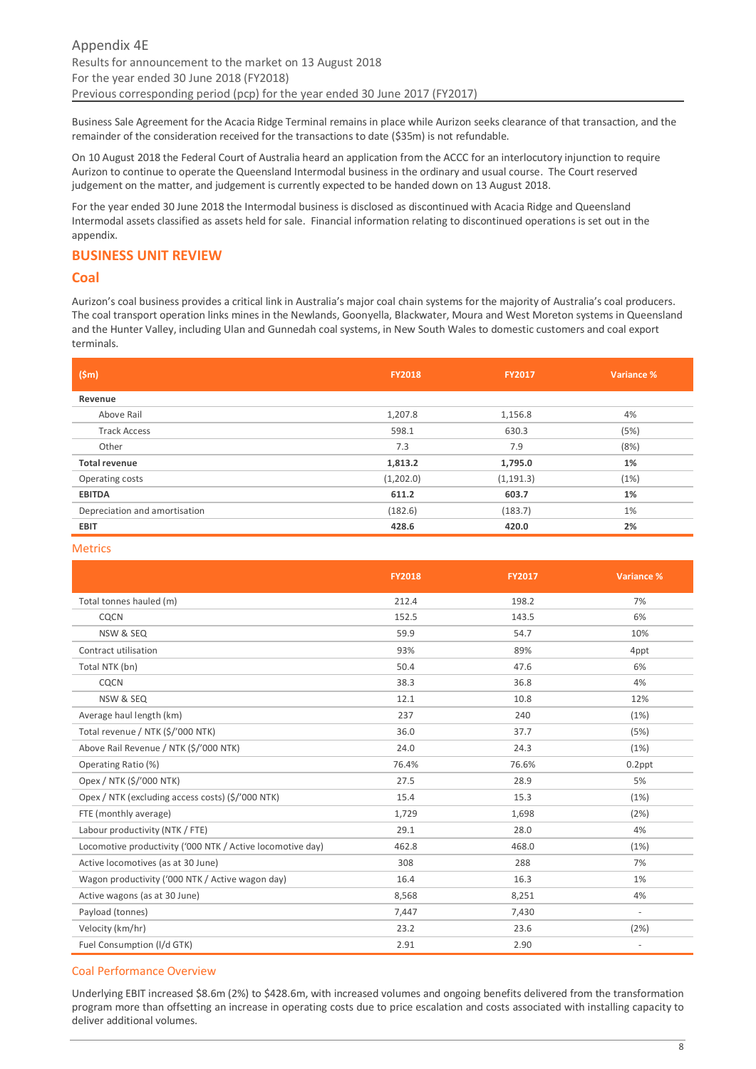Business Sale Agreement for the Acacia Ridge Terminal remains in place while Aurizon seeks clearance of that transaction, and the remainder of the consideration received for the transactions to date ($35m) is not refundable.

On 10 August 2018 the Federal Court of Australia heard an application from the ACCC for an interlocutory injunction to require Aurizon to continue to operate the Queensland Intermodal business in the ordinary and usual course. The Court reserved judgement on the matter, and judgement is currently expected to be handed down on 13 August 2018.

For the year ended 30 June 2018 the Intermodal business is disclosed as discontinued with Acacia Ridge and Queensland Intermodal assets classified as assets held for sale. Financial information relating to discontinued operations is set out in the appendix.

## BUSINESS UNIT REVIEW

## Coal

Aurizon's coal business provides a critical link in Australia's major coal chain systems for the majority of Australia's coal producers. The coal transport operation links mines in the Newlands, Goonyella, Blackwater, Moura and West Moreton systems in Queensland and the Hunter Valley, including Ulan and Gunnedah coal systems, in New South Wales to domestic customers and coal export terminals.

| ($m) | FY2018 | FY2017 | Variance % |
|---|---|---|---|
| **Revenue** | | | |
| Above Rail | 1,207.8 | 1,156.8 | 4% |
| Track Access | 598.1 | 630.3 | (5%) |
| Other | 7.3 | 7.9 | (8%) |
| **Total revenue** | **1,813.2** | **1,795.0** | **1%** |
| Operating costs | (1,202.0) | (1,191.3) | (1%) |
| **EBITDA** | **611.2** | **603.7** | **1%** |
| Depreciation and amortisation | (182.6) | (183.7) | 1% |
| **EBIT** | **428.6** | **420.0** | **2%** |

### Metrics

| | FY2018 | FY2017 | Variance % |
|---|---|---|---|
| Total tonnes hauled (m) | 212.4 | 198.2 | 7% |
| CQCN | 152.5 | 143.5 | 6% |
| NSW & SEQ | 59.9 | 54.7 | 10% |
| Contract utilisation | 93% | 89% | 4ppt |
| Total NTK (bn) | 50.4 | 47.6 | 6% |
| CQCN | 38.3 | 36.8 | 4% |
| NSW & SEQ | 12.1 | 10.8 | 12% |
| Average haul length (km) | 237 | 240 | (1%) |
| Total revenue / NTK ($/'000 NTK) | 36.0 | 37.7 | (5%) |
| Above Rail Revenue / NTK ($/'000 NTK) | 24.0 | 24.3 | (1%) |
| Operating Ratio (%) | 76.4% | 76.6% | 0.2ppt |
| Opex / NTK ($/'000 NTK) | 27.5 | 28.9 | 5% |
| Opex / NTK (excluding access costs) ($/'000 NTK) | 15.4 | 15.3 | (1%) |
| FTE (monthly average) | 1,729 | 1,698 | (2%) |
| Labour productivity (NTK / FTE) | 29.1 | 28.0 | 4% |
| Locomotive productivity ('000 NTK / Active locomotive day) | 462.8 | 468.0 | (1%) |
| Active locomotives (as at 30 June) | 308 | 288 | 7% |
| Wagon productivity ('000 NTK / Active wagon day) | 16.4 | 16.3 | 1% |
| Active wagons (as at 30 June) | 8,568 | 8,251 | 4% |
| Payload (tonnes) | 7,447 | 7,430 | - |
| Velocity (km/hr) | 23.2 | 23.6 | (2%) |
| Fuel Consumption (l/d GTK) | 2.91 | 2.90 | - |

### Coal Performance Overview

Underlying EBIT increased $8.6m (2%) to $428.6m, with increased volumes and ongoing benefits delivered from the transformation program more than offsetting an increase in operating costs due to price escalation and costs associated with installing capacity to deliver additional volumes.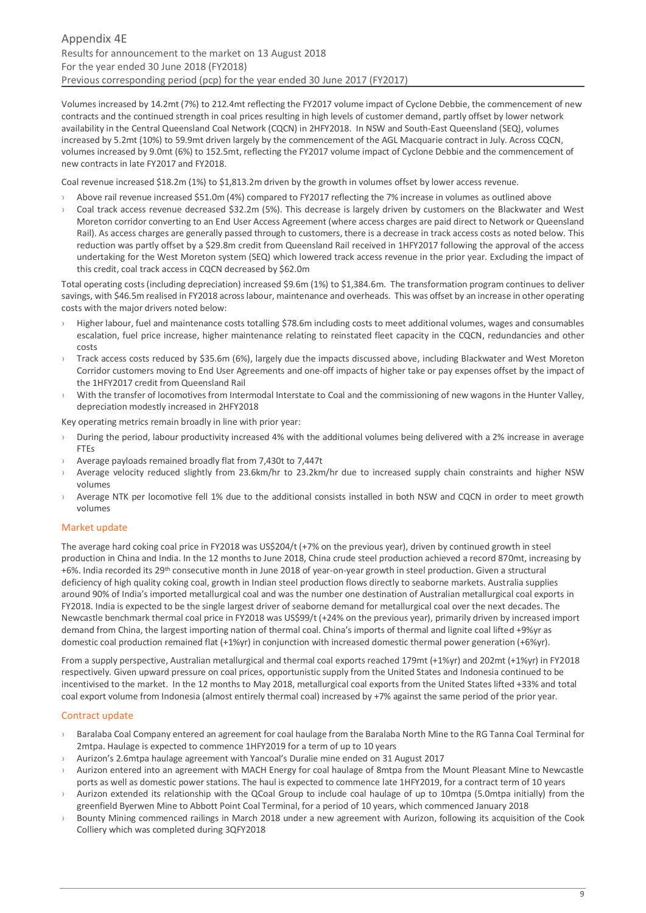Volumes increased by 14.2mt (7%) to 212.4mt reflecting the FY2017 volume impact of Cyclone Debbie, the commencement of new contracts and the continued strength in coal prices resulting in high levels of customer demand, partly offset by lower network availability in the Central Queensland Coal Network (CQCN) in 2HFY2018. In NSW and South-East Queensland (SEQ), volumes increased by 5.2mt (10%) to 59.9mt driven largely by the commencement of the AGL Macquarie contract in July. Across CQCN, volumes increased by 9.0mt (6%) to 152.5mt, reflecting the FY2017 volume impact of Cyclone Debbie and the commencement of new contracts in late FY2017 and FY2018.

Coal revenue increased $18.2m (1%) to $1,813.2m driven by the growth in volumes offset by lower access revenue.

- Above rail revenue increased $51.0m (4%) compared to FY2017 reflecting the 7% increase in volumes as outlined above
- Coal track access revenue decreased $32.2m (5%). This decrease is largely driven by customers on the Blackwater and West Moreton corridor converting to an End User Access Agreement (where access charges are paid direct to Network or Queensland Rail). As access charges are generally passed through to customers, there is a decrease in track access costs as noted below. This reduction was partly offset by a $29.8m credit from Queensland Rail received in 1HFY2017 following the approval of the access undertaking for the West Moreton system (SEQ) which lowered track access revenue in the prior year. Excluding the impact of this credit, coal track access in CQCN decreased by $62.0m

Total operating costs (including depreciation) increased $9.6m (1%) to $1,384.6m. The transformation program continues to deliver savings, with $46.5m realised in FY2018 across labour, maintenance and overheads. This was offset by an increase in other operating costs with the major drivers noted below:

- Higher labour, fuel and maintenance costs totalling $78.6m including costs to meet additional volumes, wages and consumables escalation, fuel price increase, higher maintenance relating to reinstated fleet capacity in the CQCN, redundancies and other costs
- Track access costs reduced by $35.6m (6%), largely due the impacts discussed above, including Blackwater and West Moreton Corridor customers moving to End User Agreements and one-off impacts of higher take or pay expenses offset by the impact of the 1HFY2017 credit from Queensland Rail
- With the transfer of locomotives from Intermodal Interstate to Coal and the commissioning of new wagons in the Hunter Valley, depreciation modestly increased in 2HFY2018

Key operating metrics remain broadly in line with prior year:

- During the period, labour productivity increased 4% with the additional volumes being delivered with a 2% increase in average FTEs
- Average payloads remained broadly flat from 7,430t to 7,447t
- Average velocity reduced slightly from 23.6km/hr to 23.2km/hr due to increased supply chain constraints and higher NSW volumes
- Average NTK per locomotive fell 1% due to the additional consists installed in both NSW and CQCN in order to meet growth volumes

## Market update

The average hard coking coal price in FY2018 was US$204/t (+7% on the previous year), driven by continued growth in steel production in China and India. In the 12 months to June 2018, China crude steel production achieved a record 870mt, increasing by +6%. India recorded its 29th consecutive month in June 2018 of year-on-year growth in steel production. Given a structural deficiency of high quality coking coal, growth in Indian steel production flows directly to seaborne markets. Australia supplies around 90% of India's imported metallurgical coal and was the number one destination of Australian metallurgical coal exports in FY2018. India is expected to be the single largest driver of seaborne demand for metallurgical coal over the next decades. The Newcastle benchmark thermal coal price in FY2018 was US$99/t (+24% on the previous year), primarily driven by increased import demand from China, the largest importing nation of thermal coal. China's imports of thermal and lignite coal lifted +9%yr as domestic coal production remained flat (+1%yr) in conjunction with increased domestic thermal power generation (+6%yr).

From a supply perspective, Australian metallurgical and thermal coal exports reached 179mt (+1%yr) and 202mt (+1%yr) in FY2018 respectively. Given upward pressure on coal prices, opportunistic supply from the United States and Indonesia continued to be incentivised to the market. In the 12 months to May 2018, metallurgical coal exports from the United States lifted +33% and total coal export volume from Indonesia (almost entirely thermal coal) increased by +7% against the same period of the prior year.

## Contract update

- Baralaba Coal Company entered an agreement for coal haulage from the Baralaba North Mine to the RG Tanna Coal Terminal for 2mtpa. Haulage is expected to commence 1HFY2019 for a term of up to 10 years
- Aurizon's 2.6mtpa haulage agreement with Yancoal's Duralie mine ended on 31 August 2017
- Aurizon entered into an agreement with MACH Energy for coal haulage of 8mtpa from the Mount Pleasant Mine to Newcastle ports as well as domestic power stations. The haul is expected to commence late 1HFY2019, for a contract term of 10 years
- Aurizon extended its relationship with the QCoal Group to include coal haulage of up to 10mtpa (5.0mtpa initially) from the greenfield Byerwen Mine to Abbott Point Coal Terminal, for a period of 10 years, which commenced January 2018
- Bounty Mining commenced railings in March 2018 under a new agreement with Aurizon, following its acquisition of the Cook Colliery which was completed during 3QFY2018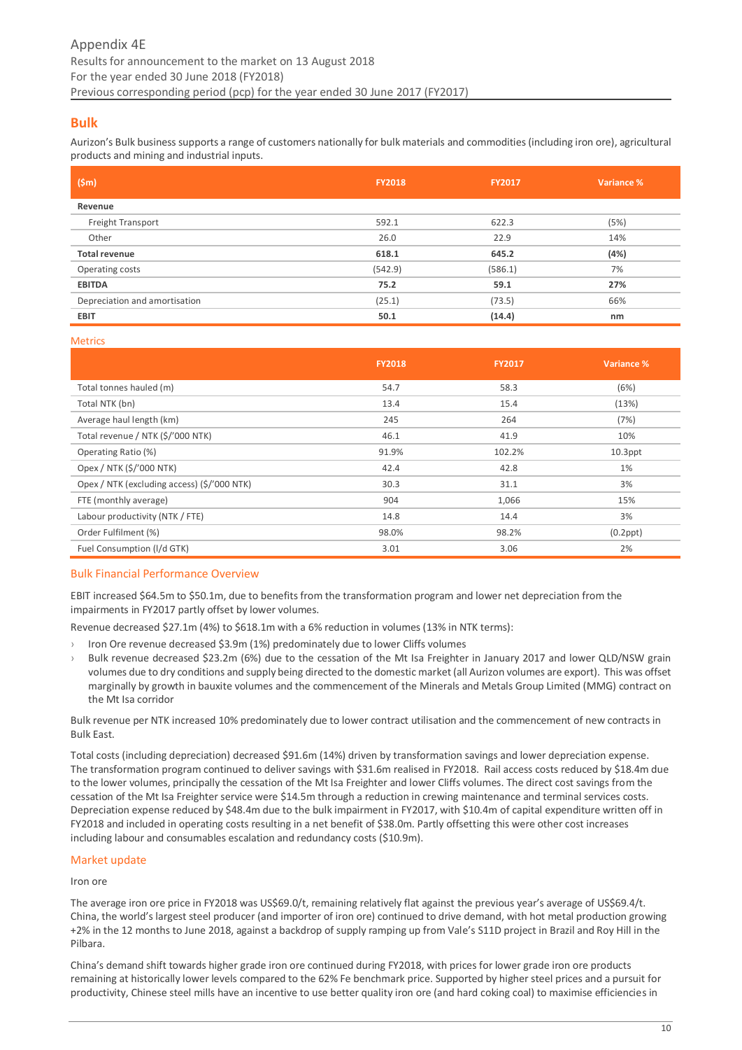## Bulk

Aurizon's Bulk business supports a range of customers nationally for bulk materials and commodities (including iron ore), agricultural products and mining and industrial inputs.

| ($m) | FY2018 | FY2017 | Variance % |
|---|---|---|---|
| **Revenue** | | | |
| Freight Transport | 592.1 | 622.3 | (5%) |
| Other | 26.0 | 22.9 | 14% |
| **Total revenue** | **618.1** | **645.2** | **(4%)** |
| Operating costs | (542.9) | (586.1) | 7% |
| **EBITDA** | **75.2** | **59.1** | **27%** |
| Depreciation and amortisation | (25.1) | (73.5) | 66% |
| **EBIT** | **50.1** | **(14.4)** | **nm** |

### Metrics

| | FY2018 | FY2017 | Variance % |
|---|---|---|---|
| Total tonnes hauled (m) | 54.7 | 58.3 | (6%) |
| Total NTK (bn) | 13.4 | 15.4 | (13%) |
| Average haul length (km) | 245 | 264 | (7%) |
| Total revenue / NTK ($/'000 NTK) | 46.1 | 41.9 | 10% |
| Operating Ratio (%) | 91.9% | 102.2% | 10.3ppt |
| Opex / NTK ($/'000 NTK) | 42.4 | 42.8 | 1% |
| Opex / NTK (excluding access) ($/'000 NTK) | 30.3 | 31.1 | 3% |
| FTE (monthly average) | 904 | 1,066 | 15% |
| Labour productivity (NTK / FTE) | 14.8 | 14.4 | 3% |
| Order Fulfilment (%) | 98.0% | 98.2% | (0.2ppt) |
| Fuel Consumption (l/d GTK) | 3.01 | 3.06 | 2% |

### Bulk Financial Performance Overview

EBIT increased $64.5m to $50.1m, due to benefits from the transformation program and lower net depreciation from the impairments in FY2017 partly offset by lower volumes.

Revenue decreased $27.1m (4%) to $618.1m with a 6% reduction in volumes (13% in NTK terms):

- Iron Ore revenue decreased $3.9m (1%) predominately due to lower Cliffs volumes
- Bulk revenue decreased $23.2m (6%) due to the cessation of the Mt Isa Freighter in January 2017 and lower QLD/NSW grain volumes due to dry conditions and supply being directed to the domestic market (all Aurizon volumes are export). This was offset marginally by growth in bauxite volumes and the commencement of the Minerals and Metals Group Limited (MMG) contract on the Mt Isa corridor

Bulk revenue per NTK increased 10% predominately due to lower contract utilisation and the commencement of new contracts in Bulk East.

Total costs (including depreciation) decreased $91.6m (14%) driven by transformation savings and lower depreciation expense. The transformation program continued to deliver savings with $31.6m realised in FY2018. Rail access costs reduced by $18.4m due to the lower volumes, principally the cessation of the Mt Isa Freighter and lower Cliffs volumes. The direct cost savings from the cessation of the Mt Isa Freighter service were $14.5m through a reduction in crewing maintenance and terminal services costs. Depreciation expense reduced by $48.4m due to the bulk impairment in FY2017, with $10.4m of capital expenditure written off in FY2018 and included in operating costs resulting in a net benefit of $38.0m. Partly offsetting this were other cost increases including labour and consumables escalation and redundancy costs ($10.9m).

### Market update

Iron ore

The average iron ore price in FY2018 was US$69.0/t, remaining relatively flat against the previous year's average of US$69.4/t. China, the world's largest steel producer (and importer of iron ore) continued to drive demand, with hot metal production growing +2% in the 12 months to June 2018, against a backdrop of supply ramping up from Vale's S11D project in Brazil and Roy Hill in the Pilbara.

China's demand shift towards higher grade iron ore continued during FY2018, with prices for lower grade iron ore products remaining at historically lower levels compared to the 62% Fe benchmark price. Supported by higher steel prices and a pursuit for productivity, Chinese steel mills have an incentive to use better quality iron ore (and hard coking coal) to maximise efficiencies in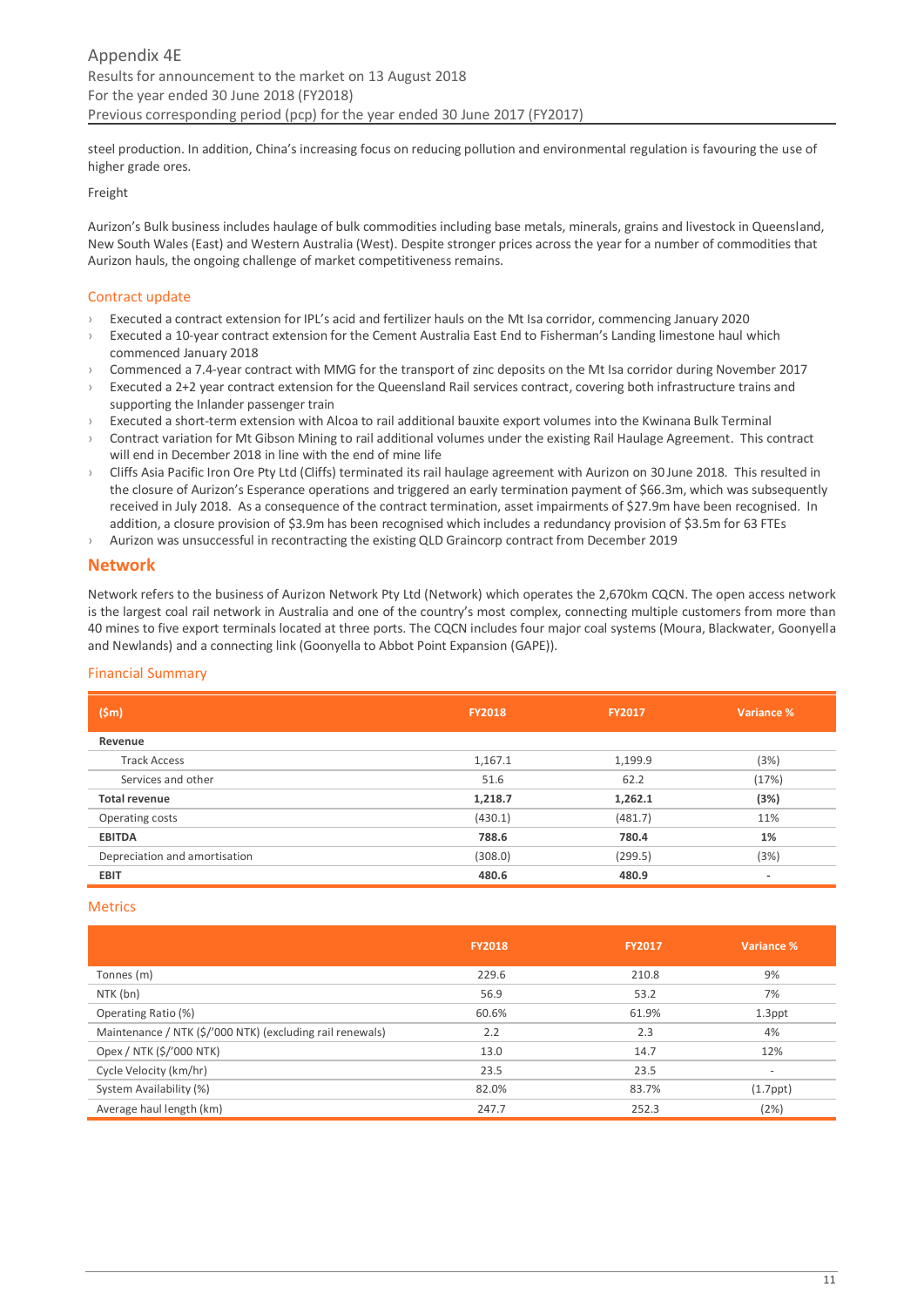steel production. In addition, China's increasing focus on reducing pollution and environmental regulation is favouring the use of higher grade ores.

Freight

Aurizon's Bulk business includes haulage of bulk commodities including base metals, minerals, grains and livestock in Queensland, New South Wales (East) and Western Australia (West). Despite stronger prices across the year for a number of commodities that Aurizon hauls, the ongoing challenge of market competitiveness remains.

### Contract update

- Executed a contract extension for IPL's acid and fertilizer hauls on the Mt Isa corridor, commencing January 2020
- Executed a 10-year contract extension for the Cement Australia East End to Fisherman's Landing limestone haul which commenced January 2018
- Commenced a 7.4-year contract with MMG for the transport of zinc deposits on the Mt Isa corridor during November 2017
- Executed a 2+2 year contract extension for the Queensland Rail services contract, covering both infrastructure trains and supporting the Inlander passenger train
- Executed a short-term extension with Alcoa to rail additional bauxite export volumes into the Kwinana Bulk Terminal
- Contract variation for Mt Gibson Mining to rail additional volumes under the existing Rail Haulage Agreement. This contract will end in December 2018 in line with the end of mine life
- Cliffs Asia Pacific Iron Ore Pty Ltd (Cliffs) terminated its rail haulage agreement with Aurizon on 30 June 2018. This resulted in the closure of Aurizon's Esperance operations and triggered an early termination payment of $66.3m, which was subsequently received in July 2018. As a consequence of the contract termination, asset impairments of $27.9m have been recognised. In addition, a closure provision of $3.9m has been recognised which includes a redundancy provision of $3.5m for 63 FTEs
- Aurizon was unsuccessful in recontracting the existing QLD Graincorp contract from December 2019

## Network

Network refers to the business of Aurizon Network Pty Ltd (Network) which operates the 2,670km CQCN. The open access network is the largest coal rail network in Australia and one of the country's most complex, connecting multiple customers from more than 40 mines to five export terminals located at three ports. The CQCN includes four major coal systems (Moura, Blackwater, Goonyella and Newlands) and a connecting link (Goonyella to Abbot Point Expansion (GAPE)).

### Financial Summary

| ($m) | FY2018 | FY2017 | Variance % |
|---|---|---|---|
| **Revenue** | | | |
| Track Access | 1,167.1 | 1,199.9 | (3%) |
| Services and other | 51.6 | 62.2 | (17%) |
| **Total revenue** | **1,218.7** | **1,262.1** | **(3%)** |
| Operating costs | (430.1) | (481.7) | 11% |
| **EBITDA** | **788.6** | **780.4** | **1%** |
| Depreciation and amortisation | (308.0) | (299.5) | (3%) |
| **EBIT** | **480.6** | **480.9** | **-** |

### Metrics

| | FY2018 | FY2017 | Variance % |
|---|---|---|---|
| Tonnes (m) | 229.6 | 210.8 | 9% |
| NTK (bn) | 56.9 | 53.2 | 7% |
| Operating Ratio (%) | 60.6% | 61.9% | 1.3ppt |
| Maintenance / NTK ($/'000 NTK) (excluding rail renewals) | 2.2 | 2.3 | 4% |
| Opex / NTK ($/'000 NTK) | 13.0 | 14.7 | 12% |
| Cycle Velocity (km/hr) | 23.5 | 23.5 | - |
| System Availability (%) | 82.0% | 83.7% | (1.7ppt) |
| Average haul length (km) | 247.7 | 252.3 | (2%) |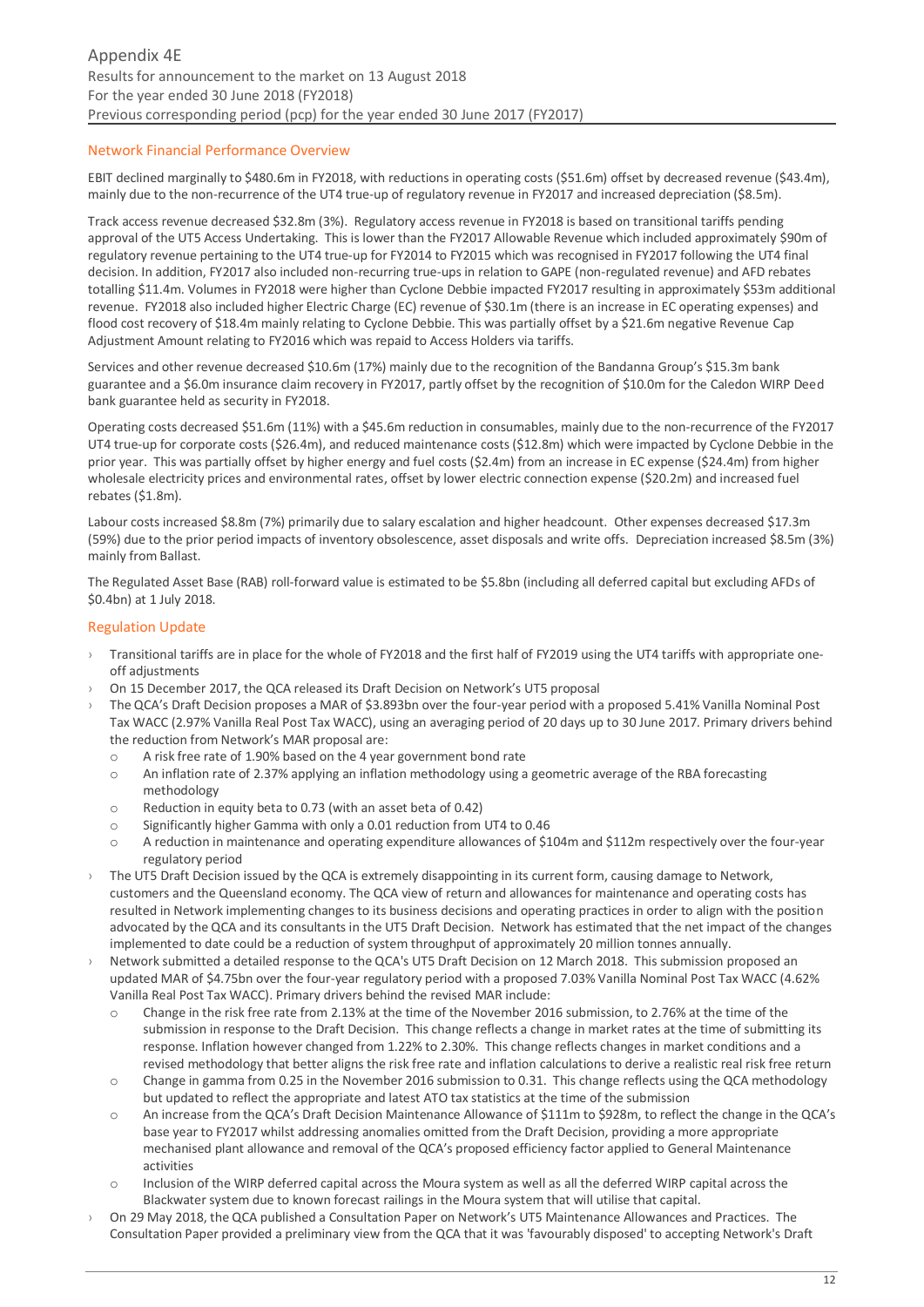## Network Financial Performance Overview

EBIT declined marginally to $480.6m in FY2018, with reductions in operating costs ($51.6m) offset by decreased revenue ($43.4m), mainly due to the non-recurrence of the UT4 true-up of regulatory revenue in FY2017 and increased depreciation ($8.5m).

Track access revenue decreased $32.8m (3%). Regulatory access revenue in FY2018 is based on transitional tariffs pending approval of the UT5 Access Undertaking. This is lower than the FY2017 Allowable Revenue which included approximately $90m of regulatory revenue pertaining to the UT4 true-up for FY2014 to FY2015 which was recognised in FY2017 following the UT4 final decision. In addition, FY2017 also included non-recurring true-ups in relation to GAPE (non-regulated revenue) and AFD rebates totalling $11.4m. Volumes in FY2018 were higher than Cyclone Debbie impacted FY2017 resulting in approximately $53m additional revenue. FY2018 also included higher Electric Charge (EC) revenue of $30.1m (there is an increase in EC operating expenses) and flood cost recovery of $18.4m mainly relating to Cyclone Debbie. This was partially offset by a $21.6m negative Revenue Cap Adjustment Amount relating to FY2016 which was repaid to Access Holders via tariffs.

Services and other revenue decreased $10.6m (17%) mainly due to the recognition of the Bandanna Group's $15.3m bank guarantee and a $6.0m insurance claim recovery in FY2017, partly offset by the recognition of $10.0m for the Caledon WIRP Deed bank guarantee held as security in FY2018.

Operating costs decreased $51.6m (11%) with a $45.6m reduction in consumables, mainly due to the non-recurrence of the FY2017 UT4 true-up for corporate costs ($26.4m), and reduced maintenance costs ($12.8m) which were impacted by Cyclone Debbie in the prior year. This was partially offset by higher energy and fuel costs ($2.4m) from an increase in EC expense ($24.4m) from higher wholesale electricity prices and environmental rates, offset by lower electric connection expense ($20.2m) and increased fuel rebates ($1.8m).

Labour costs increased $8.8m (7%) primarily due to salary escalation and higher headcount. Other expenses decreased $17.3m (59%) due to the prior period impacts of inventory obsolescence, asset disposals and write offs. Depreciation increased $8.5m (3%) mainly from Ballast.

The Regulated Asset Base (RAB) roll-forward value is estimated to be $5.8bn (including all deferred capital but excluding AFDs of $0.4bn) at 1 July 2018.

## Regulation Update

- Transitional tariffs are in place for the whole of FY2018 and the first half of FY2019 using the UT4 tariffs with appropriate one-off adjustments
- On 15 December 2017, the QCA released its Draft Decision on Network's UT5 proposal
- The QCA's Draft Decision proposes a MAR of $3.893bn over the four-year period with a proposed 5.41% Vanilla Nominal Post Tax WACC (2.97% Vanilla Real Post Tax WACC), using an averaging period of 20 days up to 30 June 2017. Primary drivers behind the reduction from Network's MAR proposal are:
  - A risk free rate of 1.90% based on the 4 year government bond rate
  - An inflation rate of 2.37% applying an inflation methodology using a geometric average of the RBA forecasting methodology
  - Reduction in equity beta to 0.73 (with an asset beta of 0.42)
  - Significantly higher Gamma with only a 0.01 reduction from UT4 to 0.46
  - A reduction in maintenance and operating expenditure allowances of $104m and $112m respectively over the four-year regulatory period
- The UT5 Draft Decision issued by the QCA is extremely disappointing in its current form, causing damage to Network, customers and the Queensland economy. The QCA view of return and allowances for maintenance and operating costs has resulted in Network implementing changes to its business decisions and operating practices in order to align with the position advocated by the QCA and its consultants in the UT5 Draft Decision. Network has estimated that the net impact of the changes implemented to date could be a reduction of system throughput of approximately 20 million tonnes annually.
- Network submitted a detailed response to the QCA's UT5 Draft Decision on 12 March 2018. This submission proposed an updated MAR of $4.75bn over the four-year regulatory period with a proposed 7.03% Vanilla Nominal Post Tax WACC (4.62% Vanilla Real Post Tax WACC). Primary drivers behind the revised MAR include:
  - Change in the risk free rate from 2.13% at the time of the November 2016 submission, to 2.76% at the time of the submission in response to the Draft Decision. This change reflects a change in market rates at the time of submitting its response. Inflation however changed from 1.22% to 2.30%. This change reflects changes in market conditions and a revised methodology that better aligns the risk free rate and inflation calculations to derive a realistic real risk free return
  - Change in gamma from 0.25 in the November 2016 submission to 0.31. This change reflects using the QCA methodology but updated to reflect the appropriate and latest ATO tax statistics at the time of the submission
  - An increase from the QCA's Draft Decision Maintenance Allowance of $111m to $928m, to reflect the change in the QCA's base year to FY2017 whilst addressing anomalies omitted from the Draft Decision, providing a more appropriate mechanised plant allowance and removal of the QCA's proposed efficiency factor applied to General Maintenance activities
  - Inclusion of the WIRP deferred capital across the Moura system as well as all the deferred WIRP capital across the Blackwater system due to known forecast railings in the Moura system that will utilise that capital.
- On 29 May 2018, the QCA published a Consultation Paper on Network's UT5 Maintenance Allowances and Practices. The Consultation Paper provided a preliminary view from the QCA that it was 'favourably disposed' to accepting Network's Draft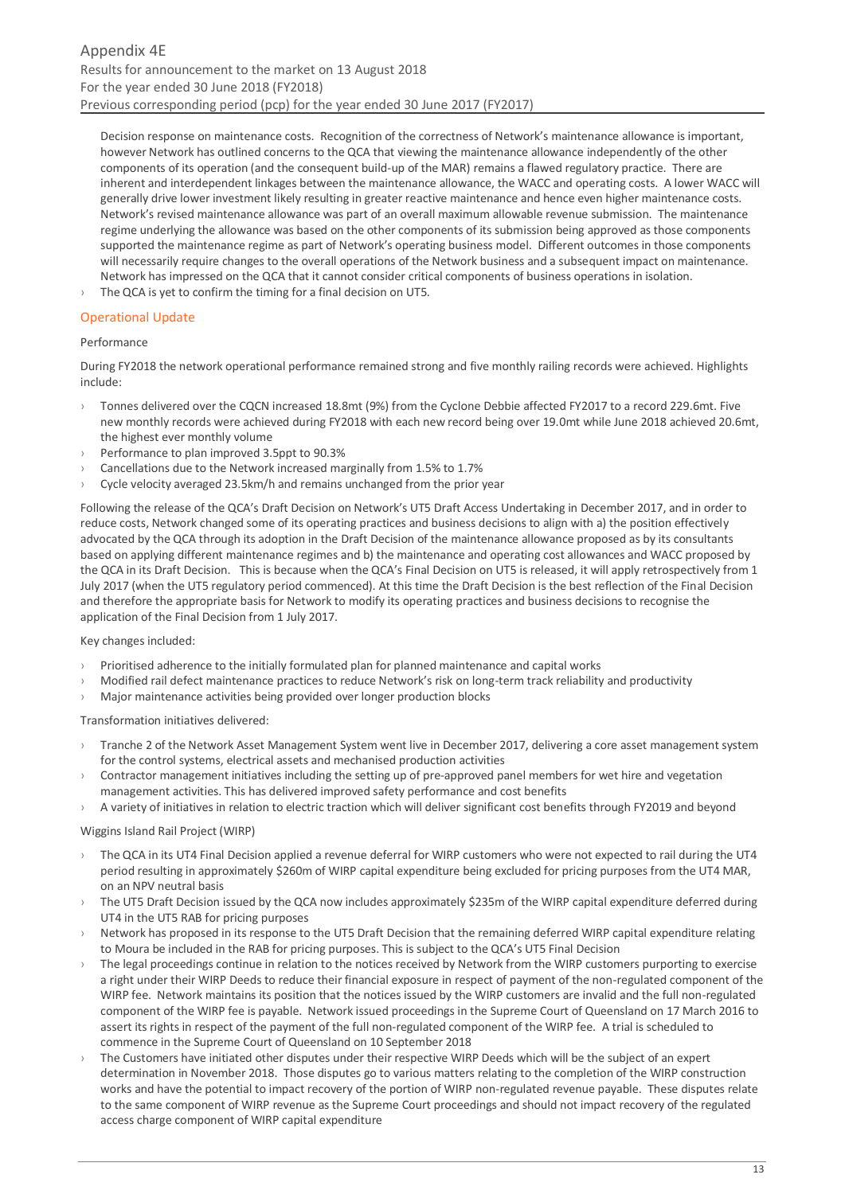Decision response on maintenance costs. Recognition of the correctness of Network's maintenance allowance is important, however Network has outlined concerns to the QCA that viewing the maintenance allowance independently of the other components of its operation (and the consequent build-up of the MAR) remains a flawed regulatory practice. There are inherent and interdependent linkages between the maintenance allowance, the WACC and operating costs. A lower WACC will generally drive lower investment likely resulting in greater reactive maintenance and hence even higher maintenance costs. Network's revised maintenance allowance was part of an overall maximum allowable revenue submission. The maintenance regime underlying the allowance was based on the other components of its submission being approved as those components supported the maintenance regime as part of Network's operating business model. Different outcomes in those components will necessarily require changes to the overall operations of the Network business and a subsequent impact on maintenance. Network has impressed on the QCA that it cannot consider critical components of business operations in isolation.

- The QCA is yet to confirm the timing for a final decision on UT5.

## Operational Update

Performance

During FY2018 the network operational performance remained strong and five monthly railing records were achieved. Highlights include:

- Tonnes delivered over the CQCN increased 18.8mt (9%) from the Cyclone Debbie affected FY2017 to a record 229.6mt. Five new monthly records were achieved during FY2018 with each new record being over 19.0mt while June 2018 achieved 20.6mt, the highest ever monthly volume
- Performance to plan improved 3.5ppt to 90.3%
- Cancellations due to the Network increased marginally from 1.5% to 1.7%
- Cycle velocity averaged 23.5km/h and remains unchanged from the prior year

Following the release of the QCA's Draft Decision on Network's UT5 Draft Access Undertaking in December 2017, and in order to reduce costs, Network changed some of its operating practices and business decisions to align with a) the position effectively advocated by the QCA through its adoption in the Draft Decision of the maintenance allowance proposed as by its consultants based on applying different maintenance regimes and b) the maintenance and operating cost allowances and WACC proposed by the QCA in its Draft Decision. This is because when the QCA's Final Decision on UT5 is released, it will apply retrospectively from 1 July 2017 (when the UT5 regulatory period commenced). At this time the Draft Decision is the best reflection of the Final Decision and therefore the appropriate basis for Network to modify its operating practices and business decisions to recognise the application of the Final Decision from 1 July 2017.

Key changes included:

- Prioritised adherence to the initially formulated plan for planned maintenance and capital works
- Modified rail defect maintenance practices to reduce Network's risk on long-term track reliability and productivity
- Major maintenance activities being provided over longer production blocks

Transformation initiatives delivered:

- Tranche 2 of the Network Asset Management System went live in December 2017, delivering a core asset management system for the control systems, electrical assets and mechanised production activities
- Contractor management initiatives including the setting up of pre-approved panel members for wet hire and vegetation management activities. This has delivered improved safety performance and cost benefits
- A variety of initiatives in relation to electric traction which will deliver significant cost benefits through FY2019 and beyond

Wiggins Island Rail Project (WIRP)

- The QCA in its UT4 Final Decision applied a revenue deferral for WIRP customers who were not expected to rail during the UT4 period resulting in approximately \$260m of WIRP capital expenditure being excluded for pricing purposes from the UT4 MAR, on an NPV neutral basis
- The UT5 Draft Decision issued by the QCA now includes approximately \$235m of the WIRP capital expenditure deferred during UT4 in the UT5 RAB for pricing purposes
- Network has proposed in its response to the UT5 Draft Decision that the remaining deferred WIRP capital expenditure relating to Moura be included in the RAB for pricing purposes. This is subject to the QCA's UT5 Final Decision
- The legal proceedings continue in relation to the notices received by Network from the WIRP customers purporting to exercise a right under their WIRP Deeds to reduce their financial exposure in respect of payment of the non-regulated component of the WIRP fee. Network maintains its position that the notices issued by the WIRP customers are invalid and the full non-regulated component of the WIRP fee is payable. Network issued proceedings in the Supreme Court of Queensland on 17 March 2016 to assert its rights in respect of the payment of the full non-regulated component of the WIRP fee. A trial is scheduled to commence in the Supreme Court of Queensland on 10 September 2018
- The Customers have initiated other disputes under their respective WIRP Deeds which will be the subject of an expert determination in November 2018. Those disputes go to various matters relating to the completion of the WIRP construction works and have the potential to impact recovery of the portion of WIRP non-regulated revenue payable. These disputes relate to the same component of WIRP revenue as the Supreme Court proceedings and should not impact recovery of the regulated access charge component of WIRP capital expenditure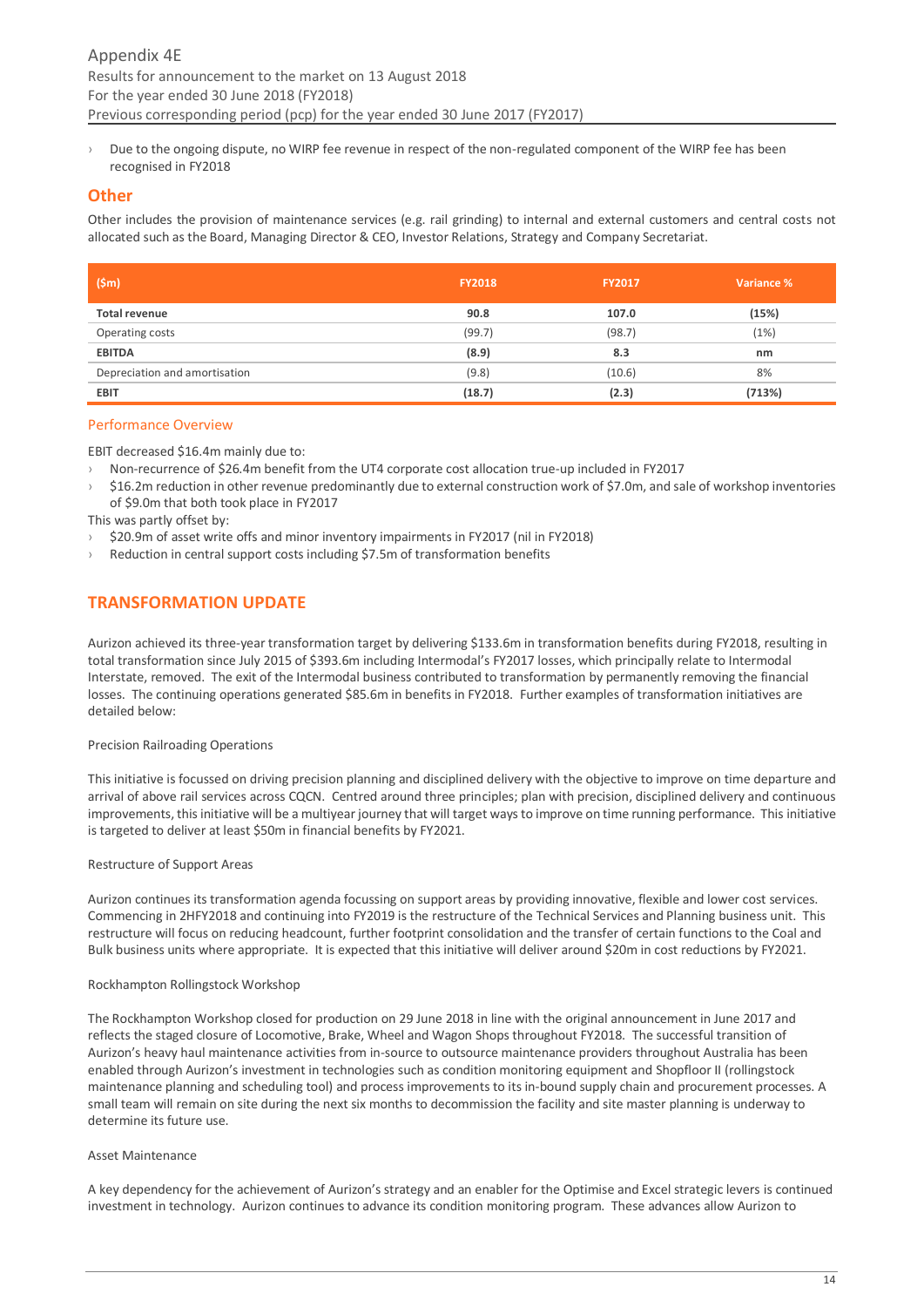- Due to the ongoing dispute, no WIRP fee revenue in respect of the non-regulated component of the WIRP fee has been recognised in FY2018

## Other

Other includes the provision of maintenance services (e.g. rail grinding) to internal and external customers and central costs not allocated such as the Board, Managing Director & CEO, Investor Relations, Strategy and Company Secretariat.

| ($m) | FY2018 | FY2017 | Variance % |
|---|---|---|---|
| **Total revenue** | **90.8** | **107.0** | **(15%)** |
| Operating costs | (99.7) | (98.7) | (1%) |
| **EBITDA** | **(8.9)** | **8.3** | **nm** |
| Depreciation and amortisation | (9.8) | (10.6) | 8% |
| **EBIT** | **(18.7)** | **(2.3)** | **(713%)** |

### Performance Overview

EBIT decreased $16.4m mainly due to:

- Non-recurrence of $26.4m benefit from the UT4 corporate cost allocation true-up included in FY2017
- $16.2m reduction in other revenue predominantly due to external construction work of $7.0m, and sale of workshop inventories of $9.0m that both took place in FY2017

This was partly offset by:

- $20.9m of asset write offs and minor inventory impairments in FY2017 (nil in FY2018)
- Reduction in central support costs including $7.5m of transformation benefits

## TRANSFORMATION UPDATE

Aurizon achieved its three-year transformation target by delivering $133.6m in transformation benefits during FY2018, resulting in total transformation since July 2015 of $393.6m including Intermodal's FY2017 losses, which principally relate to Intermodal Interstate, removed. The exit of the Intermodal business contributed to transformation by permanently removing the financial losses. The continuing operations generated $85.6m in benefits in FY2018. Further examples of transformation initiatives are detailed below:

Precision Railroading Operations

This initiative is focussed on driving precision planning and disciplined delivery with the objective to improve on time departure and arrival of above rail services across CQCN. Centred around three principles; plan with precision, disciplined delivery and continuous improvements, this initiative will be a multiyear journey that will target ways to improve on time running performance. This initiative is targeted to deliver at least $50m in financial benefits by FY2021.

Restructure of Support Areas

Aurizon continues its transformation agenda focussing on support areas by providing innovative, flexible and lower cost services. Commencing in 2HFY2018 and continuing into FY2019 is the restructure of the Technical Services and Planning business unit. This restructure will focus on reducing headcount, further footprint consolidation and the transfer of certain functions to the Coal and Bulk business units where appropriate. It is expected that this initiative will deliver around $20m in cost reductions by FY2021.

Rockhampton Rollingstock Workshop

The Rockhampton Workshop closed for production on 29 June 2018 in line with the original announcement in June 2017 and reflects the staged closure of Locomotive, Brake, Wheel and Wagon Shops throughout FY2018. The successful transition of Aurizon's heavy haul maintenance activities from in-source to outsource maintenance providers throughout Australia has been enabled through Aurizon's investment in technologies such as condition monitoring equipment and Shopfloor II (rollingstock maintenance planning and scheduling tool) and process improvements to its in-bound supply chain and procurement processes. A small team will remain on site during the next six months to decommission the facility and site master planning is underway to determine its future use.

Asset Maintenance

A key dependency for the achievement of Aurizon's strategy and an enabler for the Optimise and Excel strategic levers is continued investment in technology. Aurizon continues to advance its condition monitoring program. These advances allow Aurizon to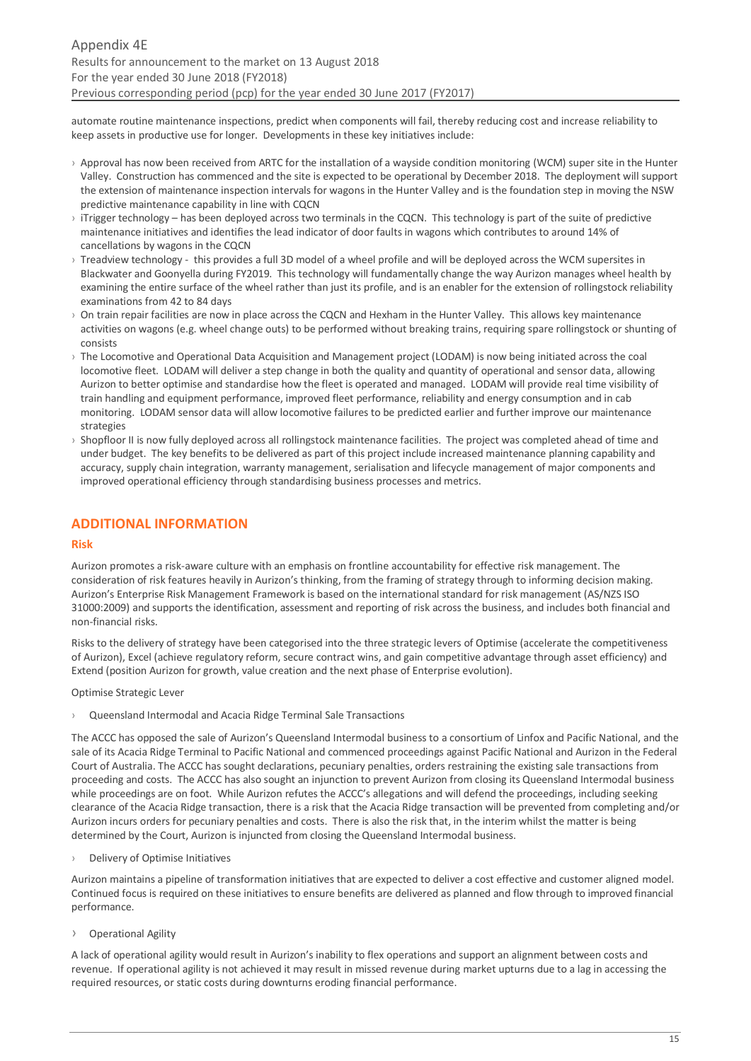automate routine maintenance inspections, predict when components will fail, thereby reducing cost and increase reliability to keep assets in productive use for longer. Developments in these key initiatives include:

- Approval has now been received from ARTC for the installation of a wayside condition monitoring (WCM) super site in the Hunter Valley. Construction has commenced and the site is expected to be operational by December 2018. The deployment will support the extension of maintenance inspection intervals for wagons in the Hunter Valley and is the foundation step in moving the NSW predictive maintenance capability in line with CQCN
- iTrigger technology – has been deployed across two terminals in the CQCN. This technology is part of the suite of predictive maintenance initiatives and identifies the lead indicator of door faults in wagons which contributes to around 14% of cancellations by wagons in the CQCN
- Treadview technology - this provides a full 3D model of a wheel profile and will be deployed across the WCM supersites in Blackwater and Goonyella during FY2019. This technology will fundamentally change the way Aurizon manages wheel health by examining the entire surface of the wheel rather than just its profile, and is an enabler for the extension of rollingstock reliability examinations from 42 to 84 days
- On train repair facilities are now in place across the CQCN and Hexham in the Hunter Valley. This allows key maintenance activities on wagons (e.g. wheel change outs) to be performed without breaking trains, requiring spare rollingstock or shunting of consists
- The Locomotive and Operational Data Acquisition and Management project (LODAM) is now being initiated across the coal locomotive fleet. LODAM will deliver a step change in both the quality and quantity of operational and sensor data, allowing Aurizon to better optimise and standardise how the fleet is operated and managed. LODAM will provide real time visibility of train handling and equipment performance, improved fleet performance, reliability and energy consumption and in cab monitoring. LODAM sensor data will allow locomotive failures to be predicted earlier and further improve our maintenance strategies
- Shopfloor II is now fully deployed across all rollingstock maintenance facilities. The project was completed ahead of time and under budget. The key benefits to be delivered as part of this project include increased maintenance planning capability and accuracy, supply chain integration, warranty management, serialisation and lifecycle management of major components and improved operational efficiency through standardising business processes and metrics.

## ADDITIONAL INFORMATION

### Risk

Aurizon promotes a risk-aware culture with an emphasis on frontline accountability for effective risk management. The consideration of risk features heavily in Aurizon's thinking, from the framing of strategy through to informing decision making. Aurizon's Enterprise Risk Management Framework is based on the international standard for risk management (AS/NZS ISO 31000:2009) and supports the identification, assessment and reporting of risk across the business, and includes both financial and non-financial risks.

Risks to the delivery of strategy have been categorised into the three strategic levers of Optimise (accelerate the competitiveness of Aurizon), Excel (achieve regulatory reform, secure contract wins, and gain competitive advantage through asset efficiency) and Extend (position Aurizon for growth, value creation and the next phase of Enterprise evolution).

Optimise Strategic Lever

- Queensland Intermodal and Acacia Ridge Terminal Sale Transactions

The ACCC has opposed the sale of Aurizon's Queensland Intermodal business to a consortium of Linfox and Pacific National, and the sale of its Acacia Ridge Terminal to Pacific National and commenced proceedings against Pacific National and Aurizon in the Federal Court of Australia. The ACCC has sought declarations, pecuniary penalties, orders restraining the existing sale transactions from proceeding and costs. The ACCC has also sought an injunction to prevent Aurizon from closing its Queensland Intermodal business while proceedings are on foot. While Aurizon refutes the ACCC's allegations and will defend the proceedings, including seeking clearance of the Acacia Ridge transaction, there is a risk that the Acacia Ridge transaction will be prevented from completing and/or Aurizon incurs orders for pecuniary penalties and costs. There is also the risk that, in the interim whilst the matter is being determined by the Court, Aurizon is injuncted from closing the Queensland Intermodal business.

- Delivery of Optimise Initiatives

Aurizon maintains a pipeline of transformation initiatives that are expected to deliver a cost effective and customer aligned model. Continued focus is required on these initiatives to ensure benefits are delivered as planned and flow through to improved financial performance.

- Operational Agility

A lack of operational agility would result in Aurizon's inability to flex operations and support an alignment between costs and revenue. If operational agility is not achieved it may result in missed revenue during market upturns due to a lag in accessing the required resources, or static costs during downturns eroding financial performance.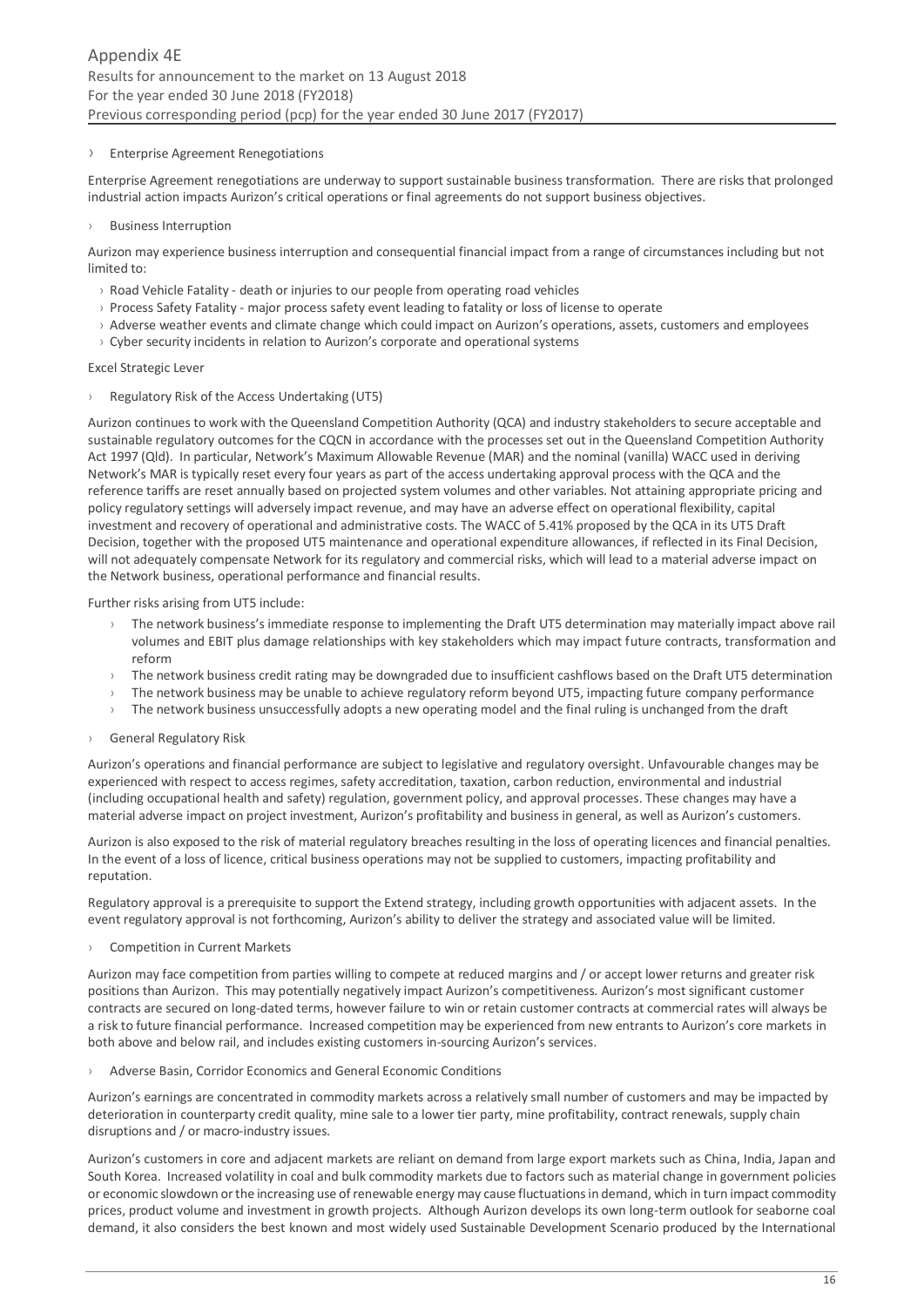- Enterprise Agreement Renegotiations

Enterprise Agreement renegotiations are underway to support sustainable business transformation. There are risks that prolonged industrial action impacts Aurizon's critical operations or final agreements do not support business objectives.

- Business Interruption

Aurizon may experience business interruption and consequential financial impact from a range of circumstances including but not limited to:

- Road Vehicle Fatality - death or injuries to our people from operating road vehicles
- Process Safety Fatality - major process safety event leading to fatality or loss of license to operate
- Adverse weather events and climate change which could impact on Aurizon's operations, assets, customers and employees
- Cyber security incidents in relation to Aurizon's corporate and operational systems

Excel Strategic Lever

- Regulatory Risk of the Access Undertaking (UT5)

Aurizon continues to work with the Queensland Competition Authority (QCA) and industry stakeholders to secure acceptable and sustainable regulatory outcomes for the CQCN in accordance with the processes set out in the Queensland Competition Authority Act 1997 (Qld). In particular, Network's Maximum Allowable Revenue (MAR) and the nominal (vanilla) WACC used in deriving Network's MAR is typically reset every four years as part of the access undertaking approval process with the QCA and the reference tariffs are reset annually based on projected system volumes and other variables. Not attaining appropriate pricing and policy regulatory settings will adversely impact revenue, and may have an adverse effect on operational flexibility, capital investment and recovery of operational and administrative costs. The WACC of 5.41% proposed by the QCA in its UT5 Draft Decision, together with the proposed UT5 maintenance and operational expenditure allowances, if reflected in its Final Decision, will not adequately compensate Network for its regulatory and commercial risks, which will lead to a material adverse impact on the Network business, operational performance and financial results.

Further risks arising from UT5 include:

- The network business's immediate response to implementing the Draft UT5 determination may materially impact above rail volumes and EBIT plus damage relationships with key stakeholders which may impact future contracts, transformation and reform
- The network business credit rating may be downgraded due to insufficient cashflows based on the Draft UT5 determination
- The network business may be unable to achieve regulatory reform beyond UT5, impacting future company performance
- The network business unsuccessfully adopts a new operating model and the final ruling is unchanged from the draft

- General Regulatory Risk

Aurizon's operations and financial performance are subject to legislative and regulatory oversight. Unfavourable changes may be experienced with respect to access regimes, safety accreditation, taxation, carbon reduction, environmental and industrial (including occupational health and safety) regulation, government policy, and approval processes. These changes may have a material adverse impact on project investment, Aurizon's profitability and business in general, as well as Aurizon's customers.

Aurizon is also exposed to the risk of material regulatory breaches resulting in the loss of operating licences and financial penalties. In the event of a loss of licence, critical business operations may not be supplied to customers, impacting profitability and reputation.

Regulatory approval is a prerequisite to support the Extend strategy, including growth opportunities with adjacent assets. In the event regulatory approval is not forthcoming, Aurizon's ability to deliver the strategy and associated value will be limited.

- Competition in Current Markets

Aurizon may face competition from parties willing to compete at reduced margins and / or accept lower returns and greater risk positions than Aurizon. This may potentially negatively impact Aurizon's competitiveness. Aurizon's most significant customer contracts are secured on long-dated terms, however failure to win or retain customer contracts at commercial rates will always be a risk to future financial performance. Increased competition may be experienced from new entrants to Aurizon's core markets in both above and below rail, and includes existing customers in-sourcing Aurizon's services.

- Adverse Basin, Corridor Economics and General Economic Conditions

Aurizon's earnings are concentrated in commodity markets across a relatively small number of customers and may be impacted by deterioration in counterparty credit quality, mine sale to a lower tier party, mine profitability, contract renewals, supply chain disruptions and / or macro-industry issues.

Aurizon's customers in core and adjacent markets are reliant on demand from large export markets such as China, India, Japan and South Korea. Increased volatility in coal and bulk commodity markets due to factors such as material change in government policies or economic slowdown or the increasing use of renewable energy may cause fluctuations in demand, which in turn impact commodity prices, product volume and investment in growth projects. Although Aurizon develops its own long-term outlook for seaborne coal demand, it also considers the best known and most widely used Sustainable Development Scenario produced by the International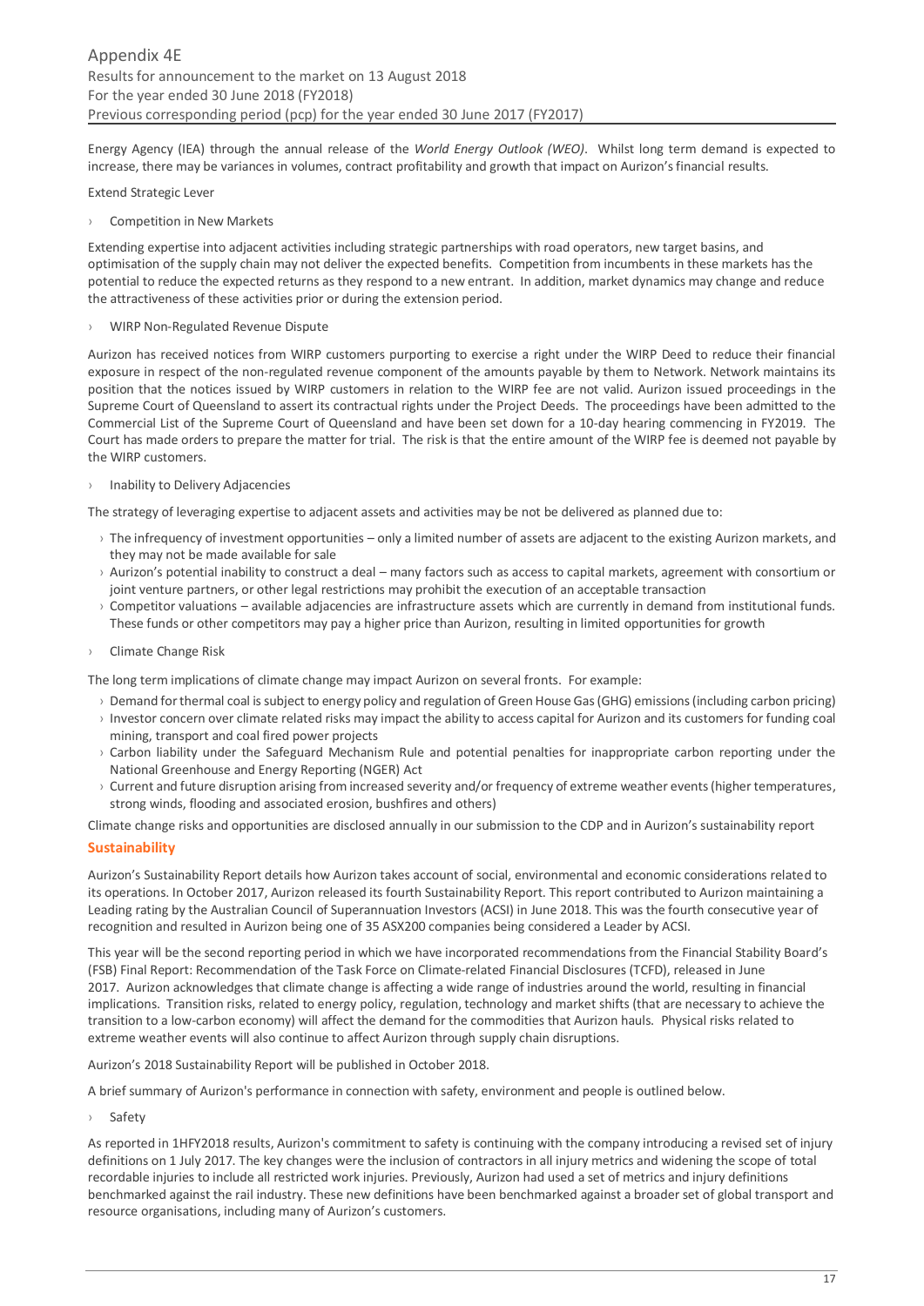Energy Agency (IEA) through the annual release of the *World Energy Outlook (WEO)*. Whilst long term demand is expected to increase, there may be variances in volumes, contract profitability and growth that impact on Aurizon's financial results.

Extend Strategic Lever

› Competition in New Markets

Extending expertise into adjacent activities including strategic partnerships with road operators, new target basins, and optimisation of the supply chain may not deliver the expected benefits. Competition from incumbents in these markets has the potential to reduce the expected returns as they respond to a new entrant. In addition, market dynamics may change and reduce the attractiveness of these activities prior or during the extension period.

› WIRP Non-Regulated Revenue Dispute

Aurizon has received notices from WIRP customers purporting to exercise a right under the WIRP Deed to reduce their financial exposure in respect of the non-regulated revenue component of the amounts payable by them to Network. Network maintains its position that the notices issued by WIRP customers in relation to the WIRP fee are not valid. Aurizon issued proceedings in the Supreme Court of Queensland to assert its contractual rights under the Project Deeds. The proceedings have been admitted to the Commercial List of the Supreme Court of Queensland and have been set down for a 10-day hearing commencing in FY2019. The Court has made orders to prepare the matter for trial. The risk is that the entire amount of the WIRP fee is deemed not payable by the WIRP customers.

› Inability to Delivery Adjacencies

The strategy of leveraging expertise to adjacent assets and activities may be not be delivered as planned due to:

- The infrequency of investment opportunities – only a limited number of assets are adjacent to the existing Aurizon markets, and they may not be made available for sale
- Aurizon's potential inability to construct a deal – many factors such as access to capital markets, agreement with consortium or joint venture partners, or other legal restrictions may prohibit the execution of an acceptable transaction
- Competitor valuations – available adjacencies are infrastructure assets which are currently in demand from institutional funds. These funds or other competitors may pay a higher price than Aurizon, resulting in limited opportunities for growth

› Climate Change Risk

The long term implications of climate change may impact Aurizon on several fronts. For example:

- Demand for thermal coal is subject to energy policy and regulation of Green House Gas (GHG) emissions (including carbon pricing)
- Investor concern over climate related risks may impact the ability to access capital for Aurizon and its customers for funding coal mining, transport and coal fired power projects
- Carbon liability under the Safeguard Mechanism Rule and potential penalties for inappropriate carbon reporting under the National Greenhouse and Energy Reporting (NGER) Act
- Current and future disruption arising from increased severity and/or frequency of extreme weather events (higher temperatures, strong winds, flooding and associated erosion, bushfires and others)

Climate change risks and opportunities are disclosed annually in our submission to the CDP and in Aurizon's sustainability report

## Sustainability

Aurizon's Sustainability Report details how Aurizon takes account of social, environmental and economic considerations related to its operations. In October 2017, Aurizon released its fourth Sustainability Report. This report contributed to Aurizon maintaining a Leading rating by the Australian Council of Superannuation Investors (ACSI) in June 2018. This was the fourth consecutive year of recognition and resulted in Aurizon being one of 35 ASX200 companies being considered a Leader by ACSI.

This year will be the second reporting period in which we have incorporated recommendations from the Financial Stability Board's (FSB) Final Report: Recommendation of the Task Force on Climate-related Financial Disclosures (TCFD), released in June 2017. Aurizon acknowledges that climate change is affecting a wide range of industries around the world, resulting in financial implications. Transition risks, related to energy policy, regulation, technology and market shifts (that are necessary to achieve the transition to a low-carbon economy) will affect the demand for the commodities that Aurizon hauls. Physical risks related to extreme weather events will also continue to affect Aurizon through supply chain disruptions.

Aurizon's 2018 Sustainability Report will be published in October 2018.

A brief summary of Aurizon's performance in connection with safety, environment and people is outlined below.

› Safety

As reported in 1HFY2018 results, Aurizon's commitment to safety is continuing with the company introducing a revised set of injury definitions on 1 July 2017. The key changes were the inclusion of contractors in all injury metrics and widening the scope of total recordable injuries to include all restricted work injuries. Previously, Aurizon had used a set of metrics and injury definitions benchmarked against the rail industry. These new definitions have been benchmarked against a broader set of global transport and resource organisations, including many of Aurizon's customers.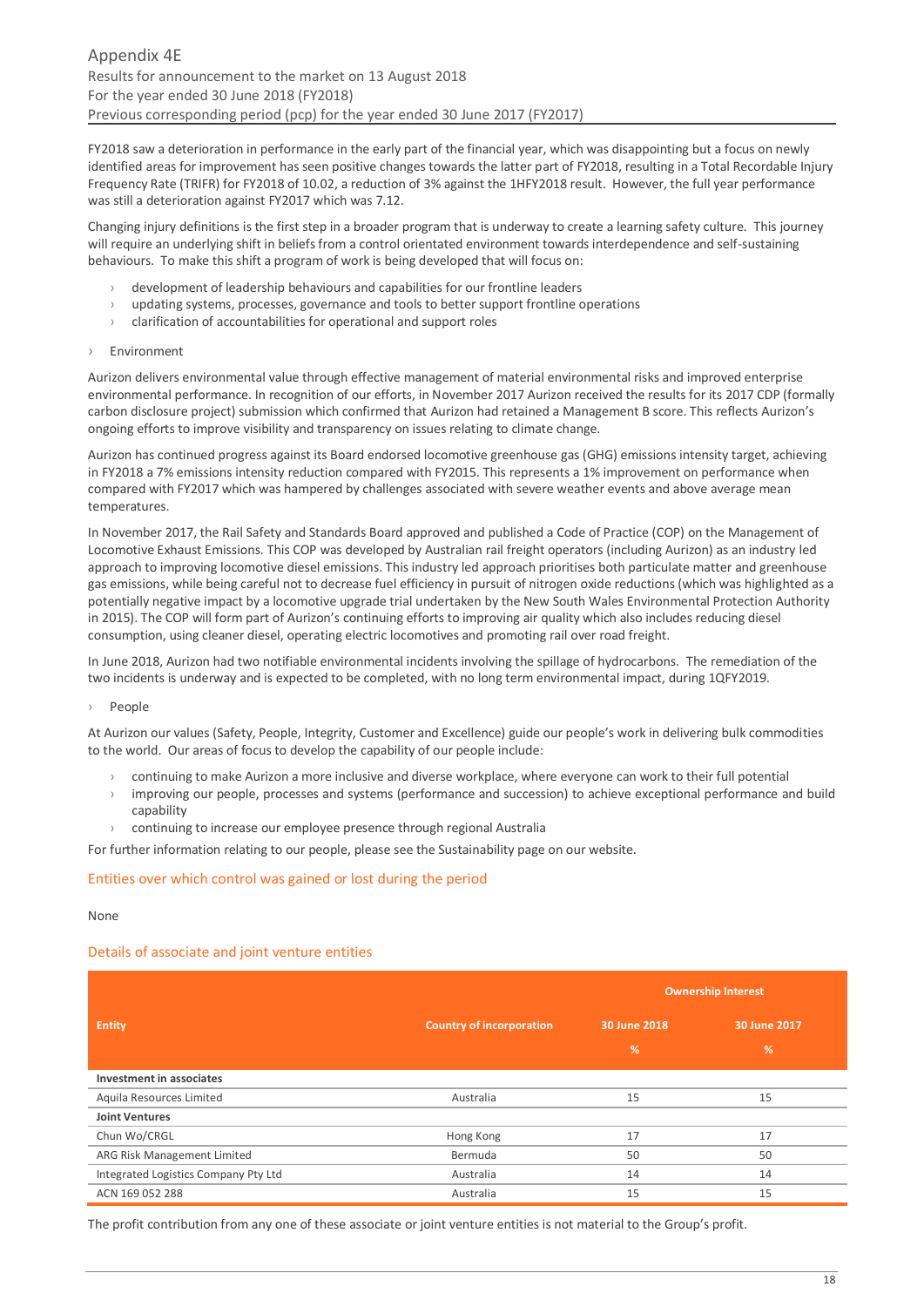FY2018 saw a deterioration in performance in the early part of the financial year, which was disappointing but a focus on newly identified areas for improvement has seen positive changes towards the latter part of FY2018, resulting in a Total Recordable Injury Frequency Rate (TRIFR) for FY2018 of 10.02, a reduction of 3% against the 1HFY2018 result. However, the full year performance was still a deterioration against FY2017 which was 7.12.

Changing injury definitions is the first step in a broader program that is underway to create a learning safety culture. This journey will require an underlying shift in beliefs from a control orientated environment towards interdependence and self-sustaining behaviours. To make this shift a program of work is being developed that will focus on:

- development of leadership behaviours and capabilities for our frontline leaders
- updating systems, processes, governance and tools to better support frontline operations
- clarification of accountabilities for operational and support roles

- Environment

Aurizon delivers environmental value through effective management of material environmental risks and improved enterprise environmental performance. In recognition of our efforts, in November 2017 Aurizon received the results for its 2017 CDP (formally carbon disclosure project) submission which confirmed that Aurizon had retained a Management B score. This reflects Aurizon's ongoing efforts to improve visibility and transparency on issues relating to climate change.

Aurizon has continued progress against its Board endorsed locomotive greenhouse gas (GHG) emissions intensity target, achieving in FY2018 a 7% emissions intensity reduction compared with FY2015. This represents a 1% improvement on performance when compared with FY2017 which was hampered by challenges associated with severe weather events and above average mean temperatures.

In November 2017, the Rail Safety and Standards Board approved and published a Code of Practice (COP) on the Management of Locomotive Exhaust Emissions. This COP was developed by Australian rail freight operators (including Aurizon) as an industry led approach to improving locomotive diesel emissions. This industry led approach prioritises both particulate matter and greenhouse gas emissions, while being careful not to decrease fuel efficiency in pursuit of nitrogen oxide reductions (which was highlighted as a potentially negative impact by a locomotive upgrade trial undertaken by the New South Wales Environmental Protection Authority in 2015). The COP will form part of Aurizon's continuing efforts to improving air quality which also includes reducing diesel consumption, using cleaner diesel, operating electric locomotives and promoting rail over road freight.

In June 2018, Aurizon had two notifiable environmental incidents involving the spillage of hydrocarbons. The remediation of the two incidents is underway and is expected to be completed, with no long term environmental impact, during 1QFY2019.

- People

At Aurizon our values (Safety, People, Integrity, Customer and Excellence) guide our people's work in delivering bulk commodities to the world. Our areas of focus to develop the capability of our people include:

- continuing to make Aurizon a more inclusive and diverse workplace, where everyone can work to their full potential
- improving our people, processes and systems (performance and succession) to achieve exceptional performance and build capability
- continuing to increase our employee presence through regional Australia

For further information relating to our people, please see the Sustainability page on our website.

## Entities over which control was gained or lost during the period

None

## Details of associate and joint venture entities

| Entity | Country of incorporation | Ownership Interest 30 June 2018 % | Ownership Interest 30 June 2017 % |
|---|---|---|---|
| **Investment in associates** | | | |
| Aquila Resources Limited | Australia | 15 | 15 |
| **Joint Ventures** | | | |
| Chun Wo/CRGL | Hong Kong | 17 | 17 |
| ARG Risk Management Limited | Bermuda | 50 | 50 |
| Integrated Logistics Company Pty Ltd | Australia | 14 | 14 |
| ACN 169 052 288 | Australia | 15 | 15 |

The profit contribution from any one of these associate or joint venture entities is not material to the Group's profit.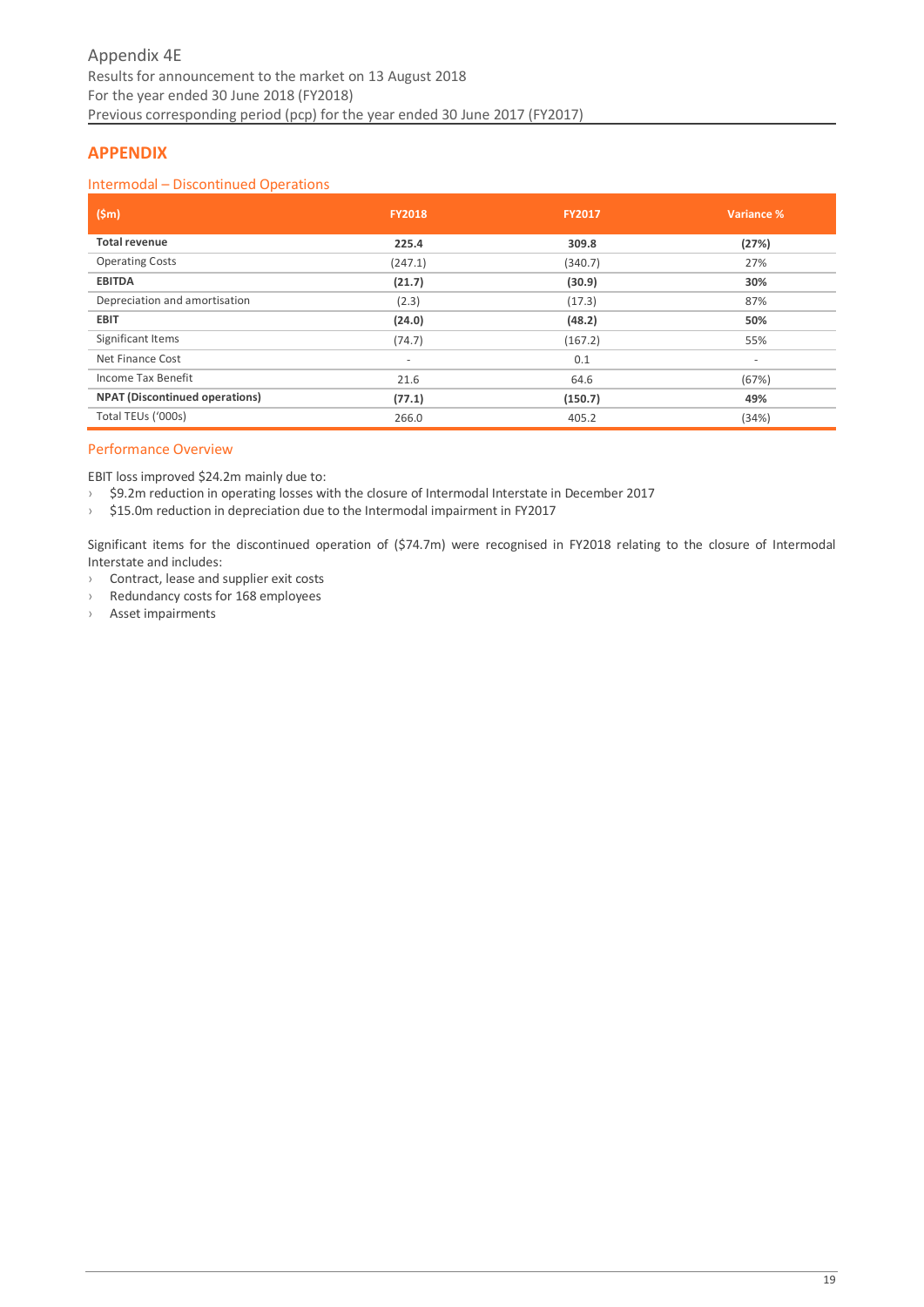Appendix 4E
Results for announcement to the market on 13 August 2018
For the year ended 30 June 2018 (FY2018)
Previous corresponding period (pcp) for the year ended 30 June 2017 (FY2017)

## APPENDIX

### Intermodal – Discontinued Operations

| ($m) | FY2018 | FY2017 | Variance % |
|---|---|---|---|
| **Total revenue** | **225.4** | **309.8** | **(27%)** |
| Operating Costs | (247.1) | (340.7) | 27% |
| **EBITDA** | **(21.7)** | **(30.9)** | **30%** |
| Depreciation and amortisation | (2.3) | (17.3) | 87% |
| **EBIT** | **(24.0)** | **(48.2)** | **50%** |
| Significant Items | (74.7) | (167.2) | 55% |
| Net Finance Cost | - | 0.1 | - |
| Income Tax Benefit | 21.6 | 64.6 | (67%) |
| **NPAT (Discontinued operations)** | **(77.1)** | **(150.7)** | **49%** |
| Total TEUs ('000s) | 266.0 | 405.2 | (34%) |

### Performance Overview

EBIT loss improved $24.2m mainly due to:

- $9.2m reduction in operating losses with the closure of Intermodal Interstate in December 2017
- $15.0m reduction in depreciation due to the Intermodal impairment in FY2017

Significant items for the discontinued operation of ($74.7m) were recognised in FY2018 relating to the closure of Intermodal Interstate and includes:

- Contract, lease and supplier exit costs
- Redundancy costs for 168 employees
- Asset impairments